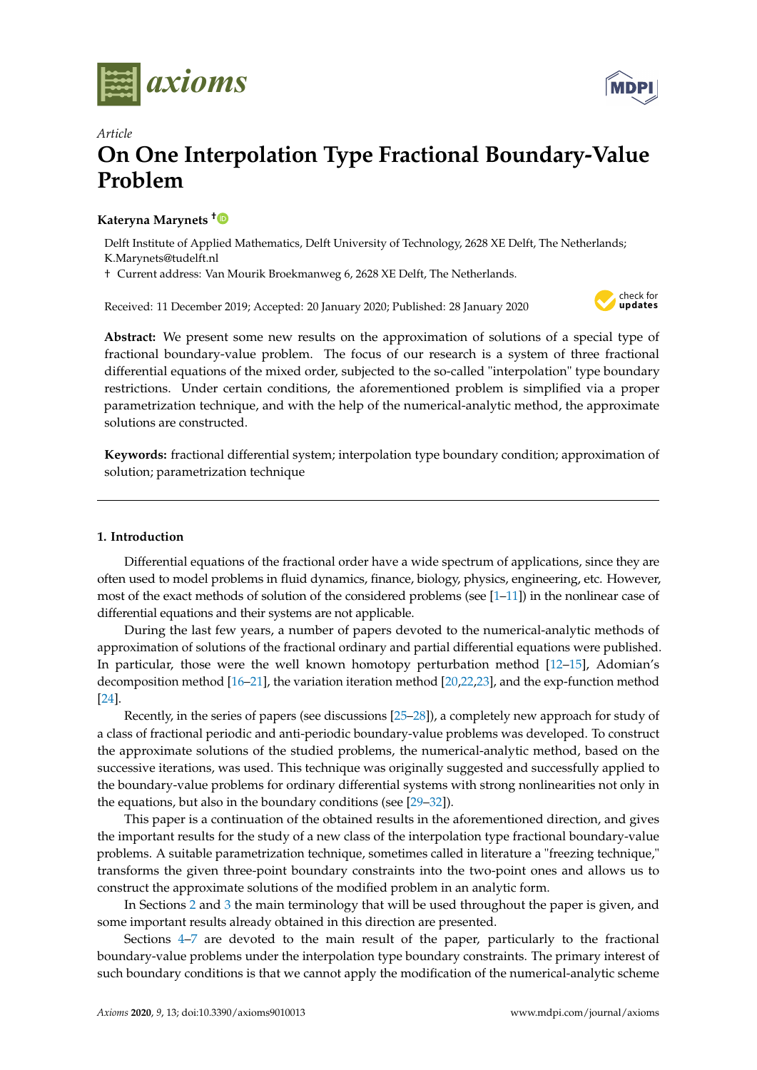*Article*

# On One Interpolation Type Fractional Boundary-Value Problem

**Kateryna Marynets** [†]

Delft Institute of Applied Mathematics, Delft University of Technology, 2628 XE Delft, The Netherlands; K.Marynets@tudelft.nl

† Current address: Van Mourik Broekmanweg 6, 2628 XE Delft, The Netherlands.

Received: 11 December 2019; Accepted: 20 January 2020; Published: 28 January 2020

**Abstract:** We present some new results on the approximation of solutions of a special type of fractional boundary-value problem. The focus of our research is a system of three fractional differential equations of the mixed order, subjected to the so-called "interpolation" type boundary restrictions. Under certain conditions, the aforementioned problem is simplified via a proper parametrization technique, and with the help of the numerical-analytic method, the approximate solutions are constructed.

**Keywords:** fractional differential system; interpolation type boundary condition; approximation of solution; parametrization technique

## 1. Introduction

Differential equations of the fractional order have a wide spectrum of applications, since they are often used to model problems in fluid dynamics, finance, biology, physics, engineering, etc. However, most of the exact methods of solution of the considered problems (see [1–11]) in the nonlinear case of differential equations and their systems are not applicable.

During the last few years, a number of papers devoted to the numerical-analytic methods of approximation of solutions of the fractional ordinary and partial differential equations were published. In particular, those were the well known homotopy perturbation method [12–15], Adomian's decomposition method [16–21], the variation iteration method [20,22,23], and the exp-function method [24].

Recently, in the series of papers (see discussions [25–28]), a completely new approach for study of a class of fractional periodic and anti-periodic boundary-value problems was developed. To construct the approximate solutions of the studied problems, the numerical-analytic method, based on the successive iterations, was used. This technique was originally suggested and successfully applied to the boundary-value problems for ordinary differential systems with strong nonlinearities not only in the equations, but also in the boundary conditions (see [29–32]).

This paper is a continuation of the obtained results in the aforementioned direction, and gives the important results for the study of a new class of the interpolation type fractional boundary-value problems. A suitable parametrization technique, sometimes called in literature a "freezing technique," transforms the given three-point boundary constraints into the two-point ones and allows us to construct the approximate solutions of the modified problem in an analytic form.

In Sections 2 and 3 the main terminology that will be used throughout the paper is given, and some important results already obtained in this direction are presented.

Sections 4–7 are devoted to the main result of the paper, particularly to the fractional boundary-value problems under the interpolation type boundary constraints. The primary interest of such boundary conditions is that we cannot apply the modification of the numerical-analytic scheme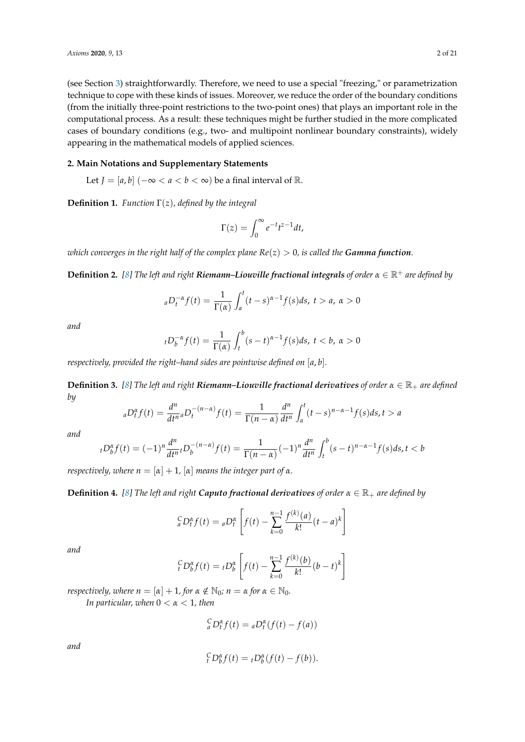(see Section 3) straightforwardly. Therefore, we need to use a special "freezing," or parametrization technique to cope with these kinds of issues. Moreover, we reduce the order of the boundary conditions (from the initially three-point restrictions to the two-point ones) that plays an important role in the computational process. As a result: these techniques might be further studied in the more complicated cases of boundary conditions (e.g., two- and multipoint nonlinear boundary constraints), widely appearing in the mathematical models of applied sciences.

## 2. Main Notations and Supplementary Statements

Let $J = [a, b]$ $(-\infty < a < b < \infty)$ be a final interval of $\mathbb{R}$.

**Definition 1.** *Function $\Gamma(z)$, defined by the integral*

$$\Gamma(z) = \int_0^\infty e^{-t} t^{z-1} dt,$$

*which converges in the right half of the complex plane $Re(z) > 0$, is called the **Gamma function**.*

**Definition 2.** *[8] The left and right **Riemann–Liouville fractional integrals** of order $\alpha \in \mathbb{R}^+$ are defined by*

$${}_aD_t^{-\alpha} f(t) = \frac{1}{\Gamma(\alpha)} \int_a^t (t-s)^{\alpha-1} f(s) ds, \ t > a, \ \alpha > 0$$

*and*

$${}_tD_b^{-\alpha} f(t) = \frac{1}{\Gamma(\alpha)} \int_t^b (s-t)^{\alpha-1} f(s) ds, \ t < b, \ \alpha > 0$$

*respectively, provided the right–hand sides are pointwise defined on $[a, b]$.*

**Definition 3.** *[8] The left and right **Riemann–Liouville fractional derivatives** of order $\alpha \in \mathbb{R}_+$ are defined by*

$${}_aD_t^{\alpha} f(t) = \frac{d^n}{dt^n} {}_aD_t^{-(n-\alpha)} f(t) = \frac{1}{\Gamma(n-\alpha)} \frac{d^n}{dt^n} \int_a^t (t-s)^{n-\alpha-1} f(s) ds, t > a$$

*and*

$${}_tD_b^{\alpha} f(t) = (-1)^n \frac{d^n}{dt^n} {}_tD_b^{-(n-\alpha)} f(t) = \frac{1}{\Gamma(n-\alpha)} (-1)^n \frac{d^n}{dt^n} \int_t^b (s-t)^{n-\alpha-1} f(s) ds, t < b$$

*respectively, where $n = [\alpha] + 1$, $[\alpha]$ means the integer part of $\alpha$.*

**Definition 4.** *[8] The left and right **Caputo fractional derivatives** of order $\alpha \in \mathbb{R}_+$ are defined by*

$${}_a^C D_t^{\alpha} f(t) = {}_aD_t^{\alpha} \left[ f(t) - \sum_{k=0}^{n-1} \frac{f^{(k)}(a)}{k!} (t-a)^k \right]$$

*and*

$${}_t^C D_b^{\alpha} f(t) = {}_tD_b^{\alpha} \left[ f(t) - \sum_{k=0}^{n-1} \frac{f^{(k)}(b)}{k!} (b-t)^k \right]$$

*respectively, where $n = [\alpha] + 1$, for $\alpha \notin \mathbb{N}_0$; $n = \alpha$ for $\alpha \in \mathbb{N}_0$.*

*In particular, when $0 < \alpha < 1$, then*

$${}_a^C D_t^{\alpha} f(t) = {}_aD_t^{\alpha} (f(t) - f(a))$$

*and*

$${}_t^C D_b^{\alpha} f(t) = {}_tD_b^{\alpha} (f(t) - f(b)).$$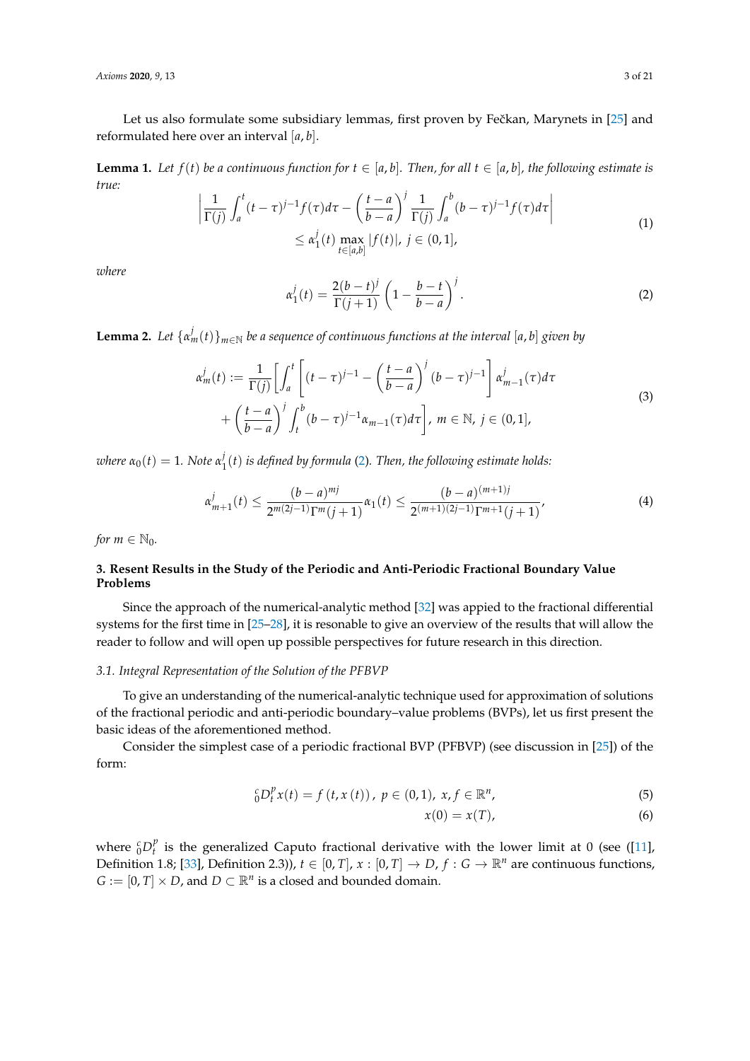Let us also formulate some subsidiary lemmas, first proven by Fečkan, Marynets in [25] and reformulated here over an interval $[a, b]$.

**Lemma 1.** *Let $f(t)$ be a continuous function for $t \in [a, b]$. Then, for all $t \in [a, b]$, the following estimate is true:*

$$\left| \frac{1}{\Gamma(j)} \int_a^t (t-\tau)^{j-1} f(\tau) d\tau - \left( \frac{t-a}{b-a} \right)^j \frac{1}{\Gamma(j)} \int_a^b (b-\tau)^{j-1} f(\tau) d\tau \right| \leq \alpha_1^j(t) \max_{t \in [a,b]} |f(t)|, \; j \in (0, 1], \tag{1}$$

*where*

$$\alpha_1^j(t) = \frac{2(b-t)^j}{\Gamma(j+1)} \left( 1 - \frac{b-t}{b-a} \right)^j. \tag{2}$$

**Lemma 2.** *Let $\{\alpha_m^j(t)\}_{m \in \mathbb{N}}$ be a sequence of continuous functions at the interval $[a, b]$ given by*

$$\begin{aligned} \alpha_m^j(t) := \frac{1}{\Gamma(j)} \Bigg[ & \int_a^t \left[ (t-\tau)^{j-1} - \left( \frac{t-a}{b-a} \right)^j (b-\tau)^{j-1} \right] \alpha_{m-1}^j(\tau) d\tau \\ & + \left( \frac{t-a}{b-a} \right)^j \int_t^b (b-\tau)^{j-1} \alpha_{m-1}(\tau) d\tau \Bigg], \; m \in \mathbb{N}, \; j \in (0, 1], \end{aligned} \tag{3}$$

*where $\alpha_0(t) = 1$. Note $\alpha_1^j(t)$ is defined by formula (2). Then, the following estimate holds:*

$$\alpha_{m+1}^j(t) \leq \frac{(b-a)^{mj}}{2^{m(2j-1)} \Gamma^m(j+1)} \alpha_1(t) \leq \frac{(b-a)^{(m+1)j}}{2^{(m+1)(2j-1)} \Gamma^{m+1}(j+1)}, \tag{4}$$

*for $m \in \mathbb{N}_0$.*

## 3. Resent Results in the Study of the Periodic and Anti-Periodic Fractional Boundary Value Problems

Since the approach of the numerical-analytic method [32] was appied to the fractional differential systems for the first time in [25–28], it is resonable to give an overview of the results that will allow the reader to follow and will open up possible perspectives for future research in this direction.

### 3.1. Integral Representation of the Solution of the PFBVP

To give an understanding of the numerical-analytic technique used for approximation of solutions of the fractional periodic and anti-periodic boundary–value problems (BVPs), let us first present the basic ideas of the aforementioned method.

Consider the simplest case of a periodic fractional BVP (PFBVP) (see discussion in [25]) of the form:

$${}_0^c D_t^p x(t) = f(t, x(t)), \; p \in (0, 1), \; x, f \in \mathbb{R}^n, \tag{5}$$

$$x(0) = x(T), \tag{6}$$

where ${}_0^c D_t^p$ is the generalized Caputo fractional derivative with the lower limit at 0 (see ([11], Definition 1.8; [33], Definition 2.3)), $t \in [0, T]$, $x : [0, T] \to D$, $f : G \to \mathbb{R}^n$ are continuous functions, $G := [0, T] \times D$, and $D \subset \mathbb{R}^n$ is a closed and bounded domain.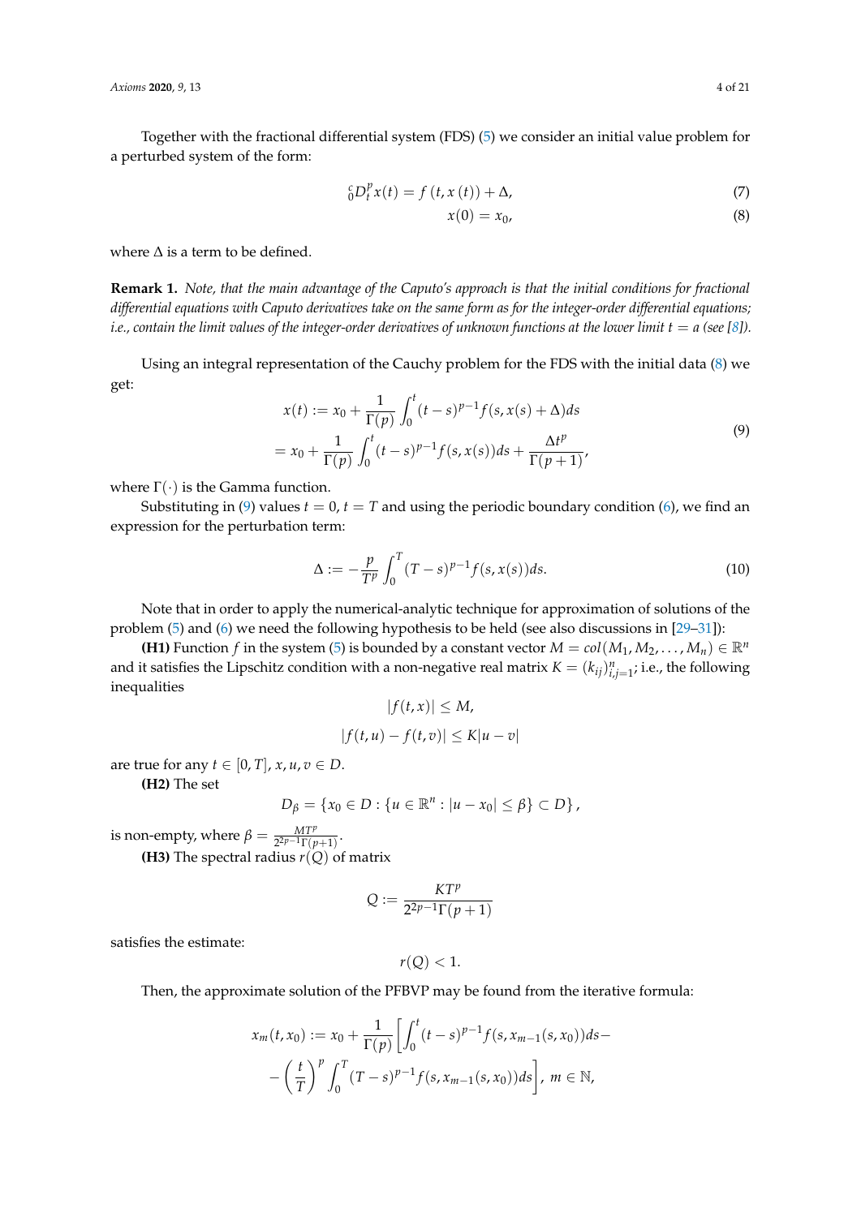Together with the fractional differential system (FDS) (5) we consider an initial value problem for a perturbed system of the form:

$$
{}_{0}^{c}D_t^p x(t) = f\left(t, x\left(t\right)\right) + \Delta, \tag{7}
$$

$$
x(0) = x_0, \tag{8}
$$

where $\Delta$ is a term to be defined.

**Remark 1.** *Note, that the main advantage of the Caputo's approach is that the initial conditions for fractional differential equations with Caputo derivatives take on the same form as for the integer-order differential equations; i.e., contain the limit values of the integer-order derivatives of unknown functions at the lower limit $t = a$ (see [8]).*

Using an integral representation of the Cauchy problem for the FDS with the initial data (8) we get:

$$
\begin{aligned}
x(t) &:= x_0 + \frac{1}{\Gamma(p)} \int_0^t (t-s)^{p-1} f(s, x(s) + \Delta) ds \\
&= x_0 + \frac{1}{\Gamma(p)} \int_0^t (t-s)^{p-1} f(s, x(s)) ds + \frac{\Delta t^p}{\Gamma(p+1)},
\end{aligned} \tag{9}
$$

where $\Gamma(\cdot)$ is the Gamma function.

Substituting in (9) values $t = 0$, $t = T$ and using the periodic boundary condition (6), we find an expression for the perturbation term:

$$
\Delta := -\frac{p}{T^p} \int_0^T (T-s)^{p-1} f(s, x(s)) ds. \tag{10}
$$

Note that in order to apply the numerical-analytic technique for approximation of solutions of the problem (5) and (6) we need the following hypothesis to be held (see also discussions in [29–31]):

**(H1)** Function $f$ in the system (5) is bounded by a constant vector $M = col(M_1, M_2, \dots, M_n) \in \mathbb{R}^n$ and it satisfies the Lipschitz condition with a non-negative real matrix $K = (k_{ij})_{i,j=1}^n$; i.e., the following inequalities

$$
|f(t,x)| \le M,
$$

$$
|f(t,u) - f(t,v)| \le K|u - v|
$$

are true for any $t \in [0, T]$, $x, u, v \in D$.

**(H2)** The set

$$
D_\beta = \left\{ x_0 \in D : \{ u \in \mathbb{R}^n : |u - x_0| \le \beta \} \subset D \right\},
$$

is non-empty, where $\beta = \frac{MT^p}{2^{2p-1}\Gamma(p+1)}$.

**(H3)** The spectral radius $r(Q)$ of matrix

$$
Q := \frac{KT^p}{2^{2p-1}\Gamma(p+1)}
$$

satisfies the estimate:

$$
r(Q) < 1.
$$

Then, the approximate solution of the PFBVP may be found from the iterative formula:

$$
\begin{aligned}
x_m(t, x_0) := x_0 + \frac{1}{\Gamma(p)} \bigg[ &\int_0^t (t-s)^{p-1} f(s, x_{m-1}(s, x_0)) ds - \\
&- \left( \frac{t}{T} \right)^p \int_0^T (T-s)^{p-1} f(s, x_{m-1}(s, x_0)) ds \bigg], \; m \in \mathbb{N},
\end{aligned}
$$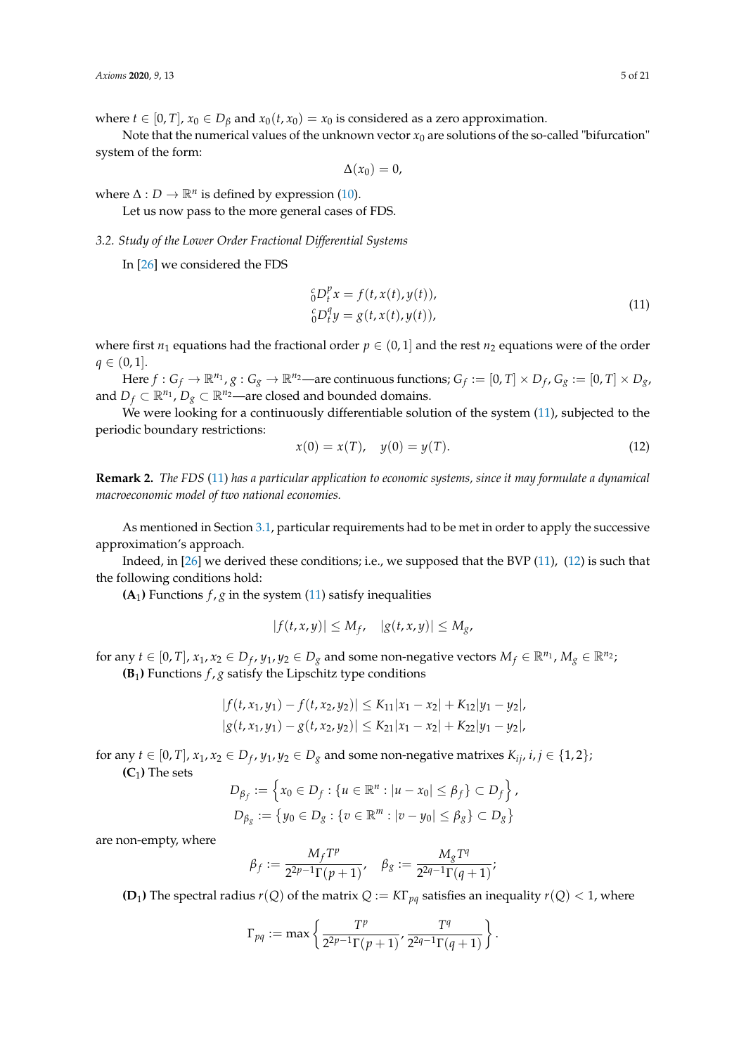where $t \in [0, T]$, $x_0 \in D_\beta$ and $x_0(t, x_0) = x_0$ is considered as a zero approximation.

Note that the numerical values of the unknown vector $x_0$ are solutions of the so-called "bifurcation" system of the form:

$$\Delta(x_0) = 0,$$

where $\Delta : D \to \mathbb{R}^n$ is defined by expression (10).

Let us now pass to the more general cases of FDS.

### 3.2. Study of the Lower Order Fractional Differential Systems

In [26] we considered the FDS

$$\begin{aligned} {}_0^c D_t^p x &= f(t, x(t), y(t)), \\ {}_0^c D_t^q y &= g(t, x(t), y(t)), \end{aligned} \tag{11}$$

where first $n_1$ equations had the fractional order $p \in (0, 1]$ and the rest $n_2$ equations were of the order $q \in (0, 1]$.

Here $f : G_f \to \mathbb{R}^{n_1}$, $g : G_g \to \mathbb{R}^{n_2}$—are continuous functions; $G_f := [0, T] \times D_f$, $G_g := [0, T] \times D_g$, and $D_f \subset \mathbb{R}^{n_1}$, $D_g \subset \mathbb{R}^{n_2}$—are closed and bounded domains.

We were looking for a continuously differentiable solution of the system (11), subjected to the periodic boundary restrictions:

$$x(0) = x(T), \quad y(0) = y(T). \tag{12}$$

**Remark 2.** *The FDS (11) has a particular application to economic systems, since it may formulate a dynamical macroeconomic model of two national economies.*

As mentioned in Section 3.1, particular requirements had to be met in order to apply the successive approximation's approach.

Indeed, in [26] we derived these conditions; i.e., we supposed that the BVP (11), (12) is such that the following conditions hold:

**(A$_1$)** Functions $f, g$ in the system (11) satisfy inequalities

$$|f(t, x, y)| \leq M_f, \quad |g(t, x, y)| \leq M_g,$$

for any $t \in [0, T]$, $x_1, x_2 \in D_f$, $y_1, y_2 \in D_g$ and some non-negative vectors $M_f \in \mathbb{R}^{n_1}$, $M_g \in \mathbb{R}^{n_2}$;

**(B$_1$)** Functions $f, g$ satisfy the Lipschitz type conditions

$$\begin{aligned} |f(t, x_1, y_1) - f(t, x_2, y_2)| &\leq K_{11}|x_1 - x_2| + K_{12}|y_1 - y_2|, \\ |g(t, x_1, y_1) - g(t, x_2, y_2)| &\leq K_{21}|x_1 - x_2| + K_{22}|y_1 - y_2|, \end{aligned}$$

for any $t \in [0, T]$, $x_1, x_2 \in D_f$, $y_1, y_2 \in D_g$ and some non-negative matrixes $K_{ij}$, $i, j \in \{1, 2\}$;

**(C$_1$)** The sets

$$D_{\beta_f} := \left\{ x_0 \in D_f : \{u \in \mathbb{R}^n : |u - x_0| \leq \beta_f\} \subset D_f \right\},$$
$$D_{\beta_g} := \left\{ y_0 \in D_g : \{v \in \mathbb{R}^m : |v - y_0| \leq \beta_g\} \subset D_g \right\}$$

are non-empty, where

$$\beta_f := \frac{M_f T^p}{2^{2p-1}\Gamma(p+1)}, \quad \beta_g := \frac{M_g T^q}{2^{2q-1}\Gamma(q+1)};$$

**(D$_1$)** The spectral radius $r(Q)$ of the matrix $Q := K\Gamma_{pq}$ satisfies an inequality $r(Q) < 1$, where

$$\Gamma_{pq} := \max \left\{ \frac{T^p}{2^{2p-1}\Gamma(p+1)}, \frac{T^q}{2^{2q-1}\Gamma(q+1)} \right\}.$$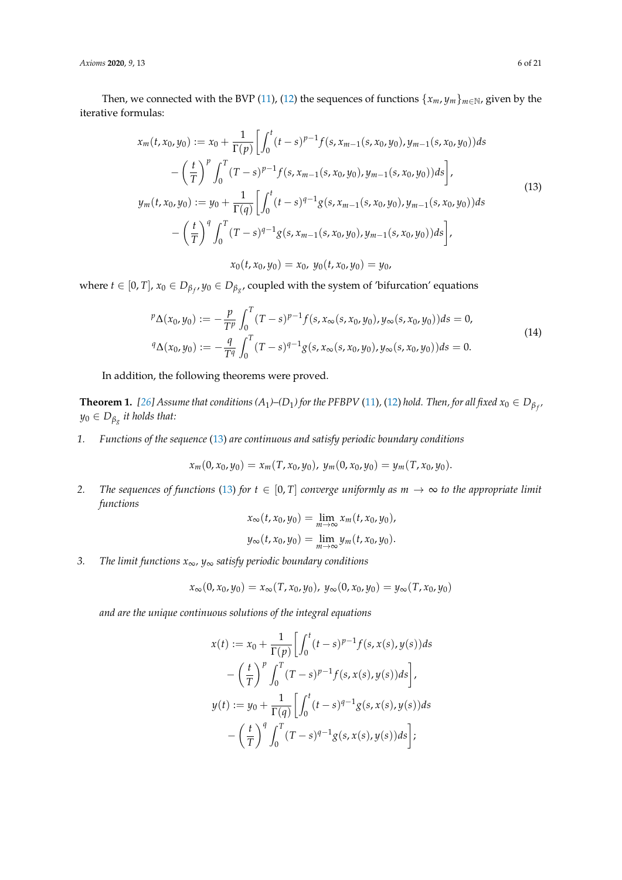Then, we connected with the BVP (11), (12) the sequences of functions $\{x_m, y_m\}_{m\in\mathbb{N}}$, given by the iterative formulas:

$$
\begin{aligned}
x_m(t,x_0,y_0) &:= x_0 + \frac{1}{\Gamma(p)}\bigg[\int_0^t (t-s)^{p-1} f(s, x_{m-1}(s,x_0,y_0), y_{m-1}(s,x_0,y_0))ds \\
&\quad - \left(\frac{t}{T}\right)^p \int_0^T (T-s)^{p-1} f(s, x_{m-1}(s,x_0,y_0), y_{m-1}(s,x_0,y_0))ds\bigg], \\
y_m(t,x_0,y_0) &:= y_0 + \frac{1}{\Gamma(q)}\bigg[\int_0^t (t-s)^{q-1} g(s, x_{m-1}(s,x_0,y_0), y_{m-1}(s,x_0,y_0))ds \\
&\quad - \left(\frac{t}{T}\right)^q \int_0^T (T-s)^{q-1} g(s, x_{m-1}(s,x_0,y_0), y_{m-1}(s,x_0,y_0))ds\bigg], \\
&\qquad x_0(t,x_0,y_0) = x_0,\ y_0(t,x_0,y_0) = y_0,
\end{aligned} \tag{13}
$$

where $t \in [0,T]$, $x_0 \in D_{\beta_f}$, $y_0 \in D_{\beta_g}$, coupled with the system of 'bifurcation' equations

$$
\begin{aligned}
{}^p\Delta(x_0,y_0) &:= -\frac{p}{T^p}\int_0^T (T-s)^{p-1} f(s, x_\infty(s,x_0,y_0), y_\infty(s,x_0,y_0))ds = 0, \\
{}^q\Delta(x_0,y_0) &:= -\frac{q}{T^q}\int_0^T (T-s)^{q-1} g(s, x_\infty(s,x_0,y_0), y_\infty(s,x_0,y_0))ds = 0.
\end{aligned} \tag{14}
$$

In addition, the following theorems were proved.

**Theorem 1.** *[26] Assume that conditions $(A_1)$–$(D_1)$ for the PFBPV (11), (12) hold. Then, for all fixed $x_0 \in D_{\beta_f}$, $y_0 \in D_{\beta_g}$ it holds that:*

1. *Functions of the sequence (13) are continuous and satisfy periodic boundary conditions*

$$x_m(0,x_0,y_0) = x_m(T,x_0,y_0),\ y_m(0,x_0,y_0) = y_m(T,x_0,y_0).$$

2. *The sequences of functions (13) for $t \in [0,T]$ converge uniformly as $m \to \infty$ to the appropriate limit functions*

$$
\begin{aligned}
x_\infty(t,x_0,y_0) &= \lim_{m\to\infty} x_m(t,x_0,y_0), \\
y_\infty(t,x_0,y_0) &= \lim_{m\to\infty} y_m(t,x_0,y_0).
\end{aligned}
$$

3. *The limit functions $x_\infty$, $y_\infty$ satisfy periodic boundary conditions*

$$x_\infty(0,x_0,y_0) = x_\infty(T,x_0,y_0),\ y_\infty(0,x_0,y_0) = y_\infty(T,x_0,y_0)$$

*and are the unique continuous solutions of the integral equations*

$$
\begin{aligned}
x(t) &:= x_0 + \frac{1}{\Gamma(p)}\bigg[\int_0^t (t-s)^{p-1} f(s,x(s),y(s))ds \\
&\quad - \left(\frac{t}{T}\right)^p \int_0^T (T-s)^{p-1} f(s,x(s),y(s))ds\bigg], \\
y(t) &:= y_0 + \frac{1}{\Gamma(q)}\bigg[\int_0^t (t-s)^{q-1} g(s,x(s),y(s))ds \\
&\quad - \left(\frac{t}{T}\right)^q \int_0^T (T-s)^{q-1} g(s,x(s),y(s))ds\bigg];
\end{aligned}
$$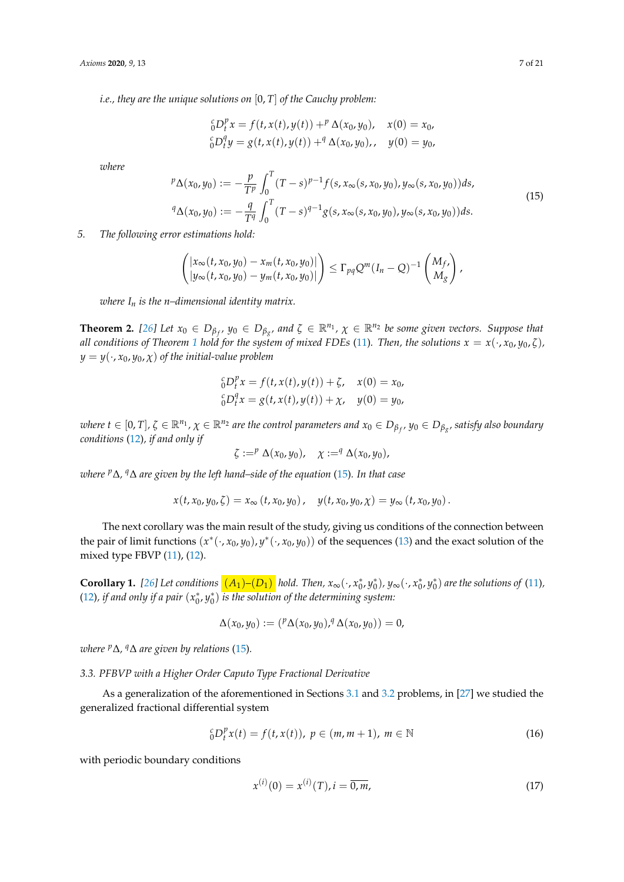*i.e., they are the unique solutions on* $[0,T]$ *of the Cauchy problem:*

$$
{}_0^cD_t^p x = f(t,x(t),y(t)) + {}^p\Delta(x_0,y_0), \quad x(0)=x_0,
$$
$$
{}_0^cD_t^q y = g(t,x(t),y(t)) + {}^q\Delta(x_0,y_0),, \quad y(0)=y_0,
$$

*where*

$$
\begin{aligned}
{}^p\Delta(x_0,y_0) &:= -\frac{p}{T^p}\int_0^T (T-s)^{p-1} f(s, x_\infty(s,x_0,y_0), y_\infty(s,x_0,y_0))ds,\\
{}^q\Delta(x_0,y_0) &:= -\frac{q}{T^q}\int_0^T (T-s)^{q-1} g(s, x_\infty(s,x_0,y_0), y_\infty(s,x_0,y_0))ds.
\end{aligned}
\tag{15}
$$

5. *The following error estimations hold:*

$$
\begin{pmatrix} |x_\infty(t,x_0,y_0) - x_m(t,x_0,y_0)| \\ |y_\infty(t,x_0,y_0) - y_m(t,x_0,y_0)| \end{pmatrix} \le \Gamma_{pq} Q^m (I_n - Q)^{-1} \begin{pmatrix} M_f, \\ M_g \end{pmatrix},
$$

*where* $I_n$ *is the n–dimensional identity matrix.*

**Theorem 2.** *[26] Let* $x_0 \in D_{\beta_f}$*,* $y_0 \in D_{\beta_g}$*, and* $\zeta \in \mathbb{R}^{n_1}$*,* $\chi \in \mathbb{R}^{n_2}$ *be some given vectors. Suppose that all conditions of Theorem 1 hold for the system of mixed FDEs (11). Then, the solutions* $x = x(\cdot, x_0, y_0, \zeta)$*,* $y = y(\cdot, x_0, y_0, \chi)$ *of the initial-value problem*

$$
{}_0^cD_t^p x = f(t,x(t),y(t)) + \zeta, \quad x(0)=x_0,
$$
$$
{}_0^cD_t^q x = g(t,x(t),y(t)) + \chi, \quad y(0)=y_0,
$$

*where* $t \in [0,T]$*,* $\zeta \in \mathbb{R}^{n_1}$*,* $\chi \in \mathbb{R}^{n_2}$ *are the control parameters and* $x_0 \in D_{\beta_f}$*,* $y_0 \in D_{\beta_g}$*, satisfy also boundary conditions (12), if and only if*

$$
\zeta := {}^p\Delta(x_0,y_0), \quad \chi := {}^q\Delta(x_0,y_0),
$$

*where* ${}^p\Delta$*,* ${}^q\Delta$ *are given by the left hand–side of the equation (15). In that case*

$$
x(t,x_0,y_0,\zeta) = x_\infty(t,x_0,y_0), \quad y(t,x_0,y_0,\chi) = y_\infty(t,x_0,y_0).
$$

The next corollary was the main result of the study, giving us conditions of the connection between the pair of limit functions $(x^*(\cdot,x_0,y_0), y^*(\cdot,x_0,y_0))$ of the sequences (13) and the exact solution of the mixed type FBVP (11), (12).

**Corollary 1.** *[26] Let conditions* $(A_1)$*–*$(D_1)$ *hold. Then,* $x_\infty(\cdot, x_0^*, y_0^*)$*,* $y_\infty(\cdot, x_0^*, y_0^*)$ *are the solutions of (11), (12), if and only if a pair* $(x_0^*, y_0^*)$ *is the solution of the determining system:*

$$
\Delta(x_0,y_0) := ({}^p\Delta(x_0,y_0), {}^q\Delta(x_0,y_0)) = 0,
$$

*where* ${}^p\Delta$*,* ${}^q\Delta$ *are given by relations (15).*

### 3.3. PFBVP with a Higher Order Caputo Type Fractional Derivative

As a generalization of the aforementioned in Sections 3.1 and 3.2 problems, in [27] we studied the generalized fractional differential system

$$
{}_0^cD_t^p x(t) = f(t,x(t)), \; p \in (m, m+1), \; m \in \mathbb{N} \tag{16}
$$

with periodic boundary conditions

$$
x^{(i)}(0) = x^{(i)}(T), i = \overline{0,m}, \tag{17}
$$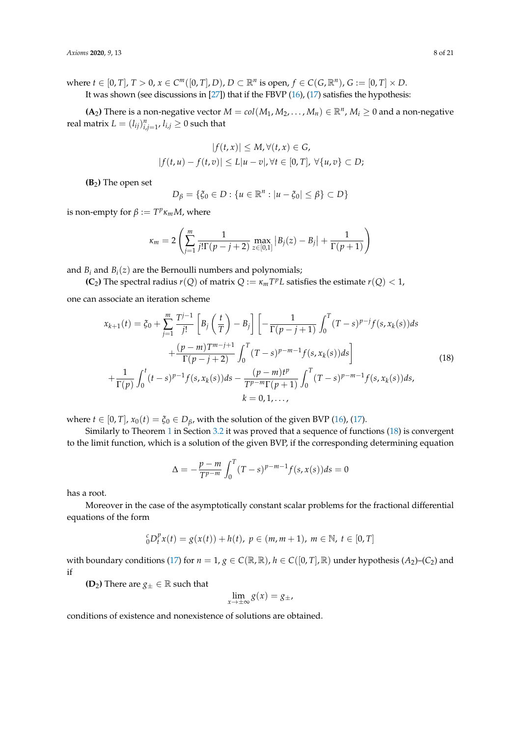where $t \in [0, T]$, $T > 0$, $x \in C^m([0, T], D)$, $D \subset \mathbb{R}^n$ is open, $f \in C(G, \mathbb{R}^n)$, $G := [0, T] \times D$.

It was shown (see discussions in [27]) that if the FBVP (16), (17) satisfies the hypothesis:

**(A$_2$)** There is a non-negative vector $M = col(M_1, M_2, \ldots, M_n) \in \mathbb{R}^n$, $M_i \geq 0$ and a non-negative real matrix $L = (l_{ij})_{i,j=1}^n$, $l_{i,j} \geq 0$ such that

$$|f(t, x)| \leq M, \forall (t, x) \in G,$$
$$|f(t, u) - f(t, v)| \leq L|u - v|, \forall t \in [0, T], \ \forall \{u, v\} \subset D;$$

**(B$_2$)** The open set

$$D_\beta = \{\xi_0 \in D : \{u \in \mathbb{R}^n : |u - \xi_0| \leq \beta\} \subset D\}$$

is non-empty for $\beta := T^p \kappa_m M$, where

$$\kappa_m = 2\left(\sum_{j=1}^{m} \frac{1}{j!\Gamma(p-j+2)} \max_{z \in [0,1]} |B_j(z) - B_j| + \frac{1}{\Gamma(p+1)}\right)$$

and $B_i$ and $B_i(z)$ are the Bernoulli numbers and polynomials;

**(C$_2$)** The spectral radius $r(Q)$ of matrix $Q := \kappa_m T^p L$ satisfies the estimate $r(Q) < 1$,

one can associate an iteration scheme

$$\begin{aligned}
x_{k+1}(t) = \xi_0 + \sum_{j=1}^{m} \frac{T^{j-1}}{j!}\left[B_j\left(\frac{t}{T}\right) - B_j\right]\bigg[&-\frac{1}{\Gamma(p-j+1)}\int_0^T (T-s)^{p-j} f(s, x_k(s))ds \\
&+ \frac{(p-m)T^{m-j+1}}{\Gamma(p-j+2)}\int_0^T (T-s)^{p-m-1} f(s, x_k(s))ds\bigg] \\
+ \frac{1}{\Gamma(p)}\int_0^t (t-s)^{p-1} f(s, x_k(s))ds &- \frac{(p-m)t^p}{T^{p-m}\Gamma(p+1)}\int_0^T (T-s)^{p-m-1} f(s, x_k(s))ds, \\
k = 0, 1, \ldots&,
\end{aligned} \tag{18}$$

where $t \in [0, T]$, $x_0(t) = \xi_0 \in D_\beta$, with the solution of the given BVP (16), (17).

Similarly to Theorem 1 in Section 3.2 it was proved that a sequence of functions (18) is convergent to the limit function, which is a solution of the given BVP, if the corresponding determining equation

$$\Delta = -\frac{p-m}{T^{p-m}}\int_0^T (T-s)^{p-m-1} f(s, x(s))ds = 0$$

has a root.

Moreover in the case of the asymptotically constant scalar problems for the fractional differential equations of the form

$${}_0^c D_t^p x(t) = g(x(t)) + h(t), \ p \in (m, m+1), \ m \in \mathbb{N}, \ t \in [0, T]$$

with boundary conditions (17) for $n = 1$, $g \in C(\mathbb{R}, \mathbb{R})$, $h \in C([0, T], \mathbb{R})$ under hypothesis $(A_2)$–$(C_2)$ and if

**(D$_2$)** There are $g_\pm \in \mathbb{R}$ such that

$$\lim_{x \to \pm\infty} g(x) = g_\pm,$$

conditions of existence and nonexistence of solutions are obtained.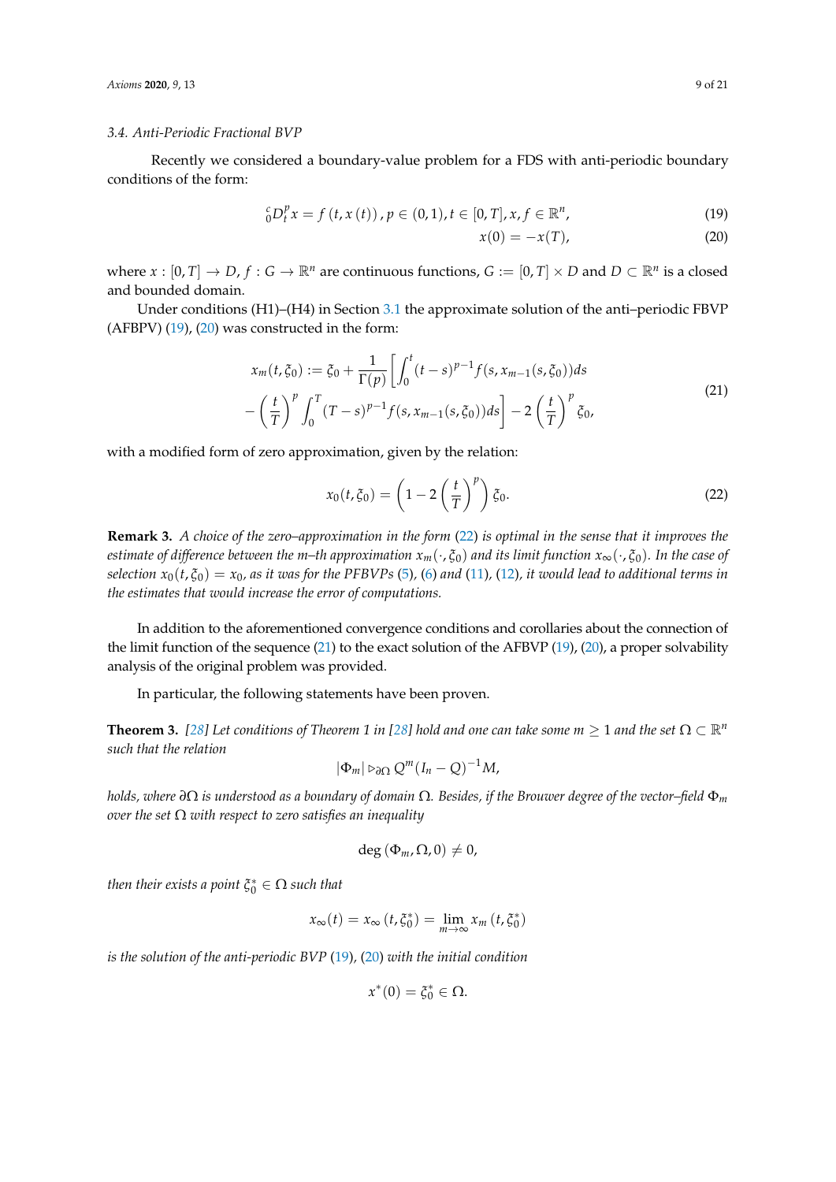### 3.4. Anti-Periodic Fractional BVP

Recently we considered a boundary-value problem for a FDS with anti-periodic boundary conditions of the form:

$$ {}_0^cD_t^p x = f\left(t, x\left(t\right)\right), p \in (0,1), t \in [0,T], x, f \in \mathbb{R}^n, \tag{19}$$

$$ x(0) = -x(T), \tag{20}$$

where $x : [0,T] \to D$, $f : G \to \mathbb{R}^n$ are continuous functions, $G := [0,T] \times D$ and $D \subset \mathbb{R}^n$ is a closed and bounded domain.

Under conditions (H1)–(H4) in Section 3.1 the approximate solution of the anti–periodic FBVP (AFBPV) (19), (20) was constructed in the form:

$$\begin{gathered} x_m(t, \xi_0) := \xi_0 + \frac{1}{\Gamma(p)}\left[\int_0^t (t-s)^{p-1} f(s, x_{m-1}(s, \xi_0))ds \right. \\ \left. -\left(\frac{t}{T}\right)^p \int_0^T (T-s)^{p-1} f(s, x_{m-1}(s,\xi_0))ds\right] - 2\left(\frac{t}{T}\right)^p \xi_0, \end{gathered} \tag{21}$$

with a modified form of zero approximation, given by the relation:

$$x_0(t, \xi_0) = \left(1 - 2\left(\frac{t}{T}\right)^p\right)\xi_0. \tag{22}$$

**Remark 3.** *A choice of the zero–approximation in the form (22) is optimal in the sense that it improves the estimate of difference between the m–th approximation $x_m(\cdot, \xi_0)$ and its limit function $x_\infty(\cdot, \xi_0)$. In the case of selection $x_0(t, \xi_0) = x_0$, as it was for the PFBVPs (5), (6) and (11), (12), it would lead to additional terms in the estimates that would increase the error of computations.*

In addition to the aforementioned convergence conditions and corollaries about the connection of the limit function of the sequence (21) to the exact solution of the AFBVP (19), (20), a proper solvability analysis of the original problem was provided.

In particular, the following statements have been proven.

**Theorem 3.** *[28] Let conditions of Theorem 1 in [28] hold and one can take some $m \geq 1$ and the set $\Omega \subset \mathbb{R}^n$ such that the relation*

$$|\Phi_m| \rhd_{\partial\Omega} Q^m(I_n - Q)^{-1}M,$$

*holds, where $\partial\Omega$ is understood as a boundary of domain $\Omega$. Besides, if the Brouwer degree of the vector–field $\Phi_m$ over the set $\Omega$ with respect to zero satisfies an inequality*

$$\deg\left(\Phi_m, \Omega, 0\right) \neq 0,$$

*then their exists a point $\xi_0^* \in \Omega$ such that*

$$x_\infty(t) = x_\infty\left(t, \xi_0^*\right) = \lim_{m\to\infty} x_m\left(t, \xi_0^*\right)$$

*is the solution of the anti-periodic BVP (19), (20) with the initial condition*

$$x^*(0) = \xi_0^* \in \Omega.$$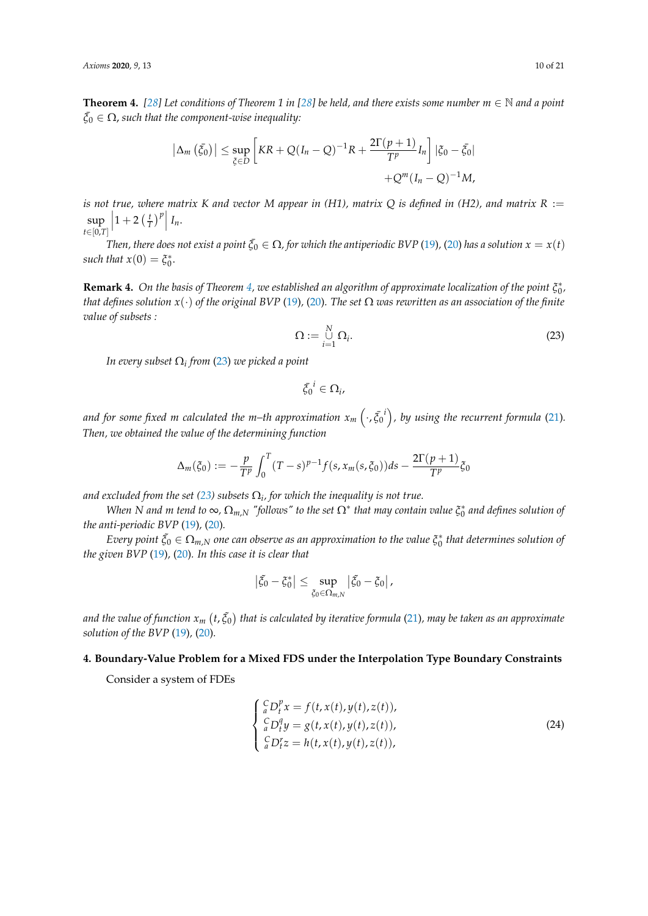**Theorem 4.** *[28] Let conditions of Theorem 1 in [28] be held, and there exists some number $m \in \mathbb{N}$ and a point $\bar{\xi}_0 \in \Omega$, such that the component-wise inequality:*

$$\left|\Delta_m\left(\bar{\xi}_0\right)\right| \leq \sup_{\xi \in D}\left[KR + Q(I_n - Q)^{-1}R + \frac{2\Gamma(p+1)}{T^p}I_n\right]|\xi_0 - \bar{\xi}_0| \\ + Q^m(I_n - Q)^{-1}M,$$

*is not true, where matrix $K$ and vector $M$ appear in (H1), matrix $Q$ is defined in (H2), and matrix $R := \sup_{t \in [0,T]}\left|1 + 2\left(\frac{t}{T}\right)^p\right| I_n$.*

*Then, there does not exist a point $\bar{\xi}_0 \in \Omega$, for which the antiperiodic BVP (19), (20) has a solution $x = x(t)$ such that $x(0) = \xi_0^*$.*

**Remark 4.** *On the basis of Theorem 4, we established an algorithm of approximate localization of the point $\xi_0^*$, that defines solution $x(\cdot)$ of the original BVP (19), (20). The set $\Omega$ was rewritten as an association of the finite value of subsets :*

$$\Omega := \bigcup_{i=1}^{N} \Omega_i. \tag{23}$$

*In every subset $\Omega_i$ from (23) we picked a point*

$$\bar{\xi}_0^{\,i} \in \Omega_i,$$

*and for some fixed $m$ calculated the $m$–th approximation $x_m\left(\cdot, \bar{\xi}_0^{\,i}\right)$, by using the recurrent formula (21). Then, we obtained the value of the determining function*

$$\Delta_m(\xi_0) := -\frac{p}{T^p}\int_0^T (T-s)^{p-1} f(s, x_m(s, \xi_0))ds - \frac{2\Gamma(p+1)}{T^p}\xi_0$$

*and excluded from the set (23) subsets $\Omega_i$, for which the inequality is not true.*

*When $N$ and $m$ tend to $\infty$, $\Omega_{m,N}$ "follows" to the set $\Omega^*$ that may contain value $\xi_0^*$ and defines solution of the anti-periodic BVP (19), (20).*

*Every point $\bar{\xi}_0 \in \Omega_{m,N}$ one can observe as an approximation to the value $\xi_0^*$ that determines solution of the given BVP (19), (20). In this case it is clear that*

$$\left|\bar{\xi}_0 - \xi_0^*\right| \leq \sup_{\xi_0 \in \Omega_{m,N}}\left|\bar{\xi}_0 - \xi_0\right|,$$

*and the value of function $x_m\left(t, \bar{\xi}_0\right)$ that is calculated by iterative formula (21), may be taken as an approximate solution of the BVP (19), (20).*

## 4. Boundary-Value Problem for a Mixed FDS under the Interpolation Type Boundary Constraints

Consider a system of FDEs

$$\begin{cases} {}_a^C D_t^p x = f(t, x(t), y(t), z(t)), \\ {}_a^C D_t^q y = g(t, x(t), y(t), z(t)), \\ {}_a^C D_t^r z = h(t, x(t), y(t), z(t)), \end{cases} \tag{24}$$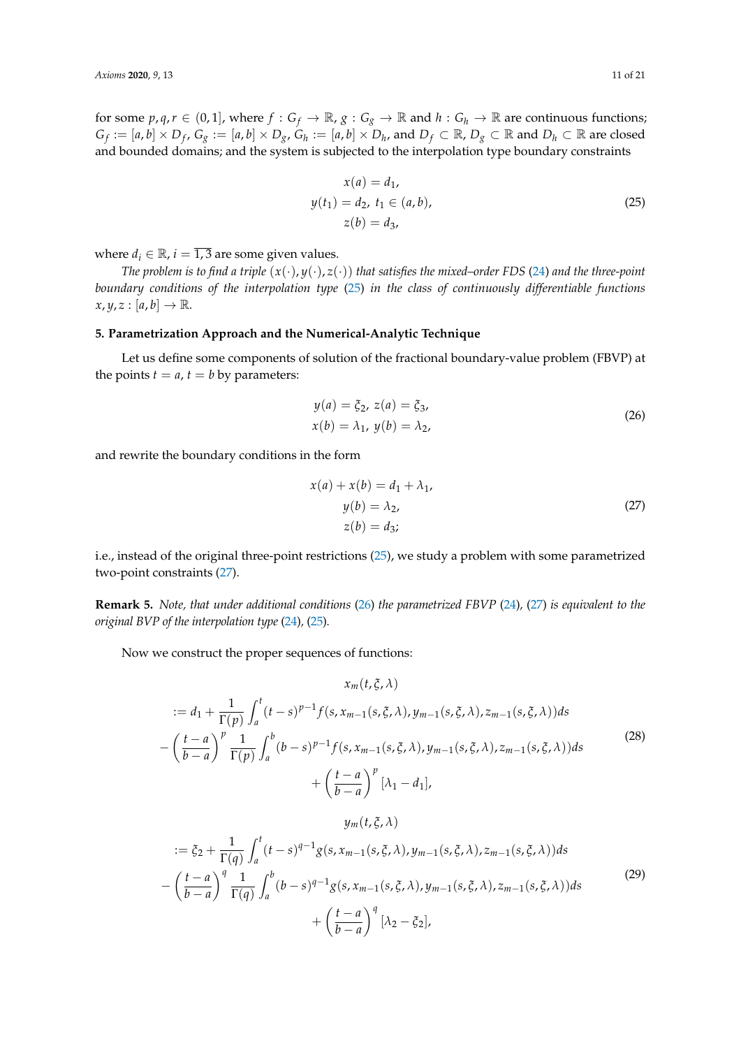for some $p, q, r \in (0, 1]$, where $f : G_f \to \mathbb{R}$, $g : G_g \to \mathbb{R}$ and $h : G_h \to \mathbb{R}$ are continuous functions; $G_f := [a, b] \times D_f$, $G_g := [a, b] \times D_g$, $G_h := [a, b] \times D_h$, and $D_f \subset \mathbb{R}$, $D_g \subset \mathbb{R}$ and $D_h \subset \mathbb{R}$ are closed and bounded domains; and the system is subjected to the interpolation type boundary constraints

$$
\begin{aligned}
x(a) &= d_1, \\
y(t_1) &= d_2, \; t_1 \in (a, b), \\
z(b) &= d_3,
\end{aligned}
\tag{25}
$$

where $d_i \in \mathbb{R}$, $i = \overline{1, 3}$ are some given values.

*The problem is to find a triple $(x(\cdot), y(\cdot), z(\cdot))$ that satisfies the mixed–order FDS (24) and the three-point boundary conditions of the interpolation type (25) in the class of continuously differentiable functions $x, y, z : [a, b] \to \mathbb{R}$.*

## 5. Parametrization Approach and the Numerical-Analytic Technique

Let us define some components of solution of the fractional boundary-value problem (FBVP) at the points $t = a$, $t = b$ by parameters:

$$
\begin{aligned}
y(a) &= \xi_2, \; z(a) = \xi_3, \\
x(b) &= \lambda_1, \; y(b) = \lambda_2,
\end{aligned}
\tag{26}
$$

and rewrite the boundary conditions in the form

$$
\begin{aligned}
x(a) + x(b) &= d_1 + \lambda_1, \\
y(b) &= \lambda_2, \\
z(b) &= d_3;
\end{aligned}
\tag{27}
$$

i.e., instead of the original three-point restrictions (25), we study a problem with some parametrized two-point constraints (27).

**Remark 5.** *Note, that under additional conditions (26) the parametrized FBVP (24), (27) is equivalent to the original BVP of the interpolation type (24), (25).*

Now we construct the proper sequences of functions:

$$
\begin{aligned}
& x_m(t, \xi, \lambda) \\
:=\; & d_1 + \frac{1}{\Gamma(p)} \int_a^t (t-s)^{p-1} f(s, x_{m-1}(s, \xi, \lambda), y_{m-1}(s, \xi, \lambda), z_{m-1}(s, \xi, \lambda)) ds \\
& - \left( \frac{t-a}{b-a} \right)^p \frac{1}{\Gamma(p)} \int_a^b (b-s)^{p-1} f(s, x_{m-1}(s, \xi, \lambda), y_{m-1}(s, \xi, \lambda), z_{m-1}(s, \xi, \lambda)) ds \\
& + \left( \frac{t-a}{b-a} \right)^p [\lambda_1 - d_1],
\end{aligned}
\tag{28}
$$

$$
\begin{aligned}
& y_m(t, \xi, \lambda) \\
:=\; & \xi_2 + \frac{1}{\Gamma(q)} \int_a^t (t-s)^{q-1} g(s, x_{m-1}(s, \xi, \lambda), y_{m-1}(s, \xi, \lambda), z_{m-1}(s, \xi, \lambda)) ds \\
& - \left( \frac{t-a}{b-a} \right)^q \frac{1}{\Gamma(q)} \int_a^b (b-s)^{q-1} g(s, x_{m-1}(s, \xi, \lambda), y_{m-1}(s, \xi, \lambda), z_{m-1}(s, \xi, \lambda)) ds \\
& + \left( \frac{t-a}{b-a} \right)^q [\lambda_2 - \xi_2],
\end{aligned}
\tag{29}
$$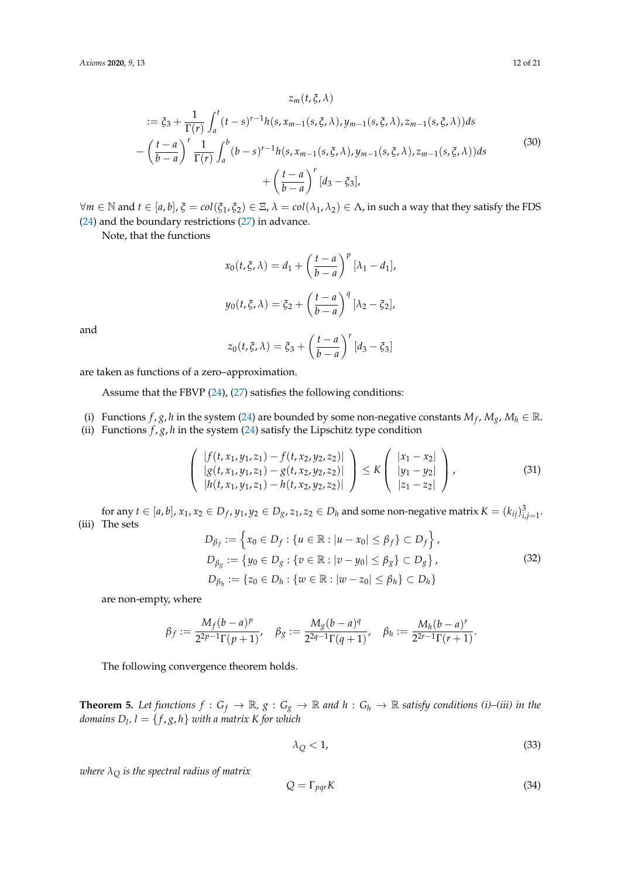$$
\begin{aligned}
&z_m(t,\xi,\lambda) \\
&:= \xi_3 + \frac{1}{\Gamma(r)}\int_a^t (t-s)^{r-1} h(s, x_{m-1}(s,\xi,\lambda), y_{m-1}(s,\xi,\lambda), z_{m-1}(s,\xi,\lambda))ds \\
&- \left(\frac{t-a}{b-a}\right)^r \frac{1}{\Gamma(r)}\int_a^b (b-s)^{r-1} h(s, x_{m-1}(s,\xi,\lambda), y_{m-1}(s,\xi,\lambda), z_{m-1}(s,\xi,\lambda))ds \\
&\qquad + \left(\frac{t-a}{b-a}\right)^r [d_3 - \xi_3],
\end{aligned}
\tag{30}
$$

$\forall m \in \mathbb{N}$ and $t \in [a,b]$, $\xi = col(\xi_1, \xi_2) \in \Xi$, $\lambda = col(\lambda_1, \lambda_2) \in \Lambda$, in such a way that they satisfy the FDS (24) and the boundary restrictions (27) in advance.

Note, that the functions

$$
x_0(t,\xi,\lambda) = d_1 + \left(\frac{t-a}{b-a}\right)^p [\lambda_1 - d_1],
$$

$$
y_0(t,\xi,\lambda) = \xi_2 + \left(\frac{t-a}{b-a}\right)^q [\lambda_2 - \xi_2],
$$

and

$$
z_0(t,\xi,\lambda) = \xi_3 + \left(\frac{t-a}{b-a}\right)^r [d_3 - \xi_3]
$$

are taken as functions of a zero–approximation.

Assume that the FBVP (24), (27) satisfies the following conditions:

(i) Functions $f, g, h$ in the system (24) are bounded by some non-negative constants $M_f, M_g, M_h \in \mathbb{R}$.

(ii) Functions $f, g, h$ in the system (24) satisfy the Lipschitz type condition

$$
\begin{pmatrix} |f(t,x_1,y_1,z_1) - f(t,x_2,y_2,z_2)| \\ |g(t,x_1,y_1,z_1) - g(t,x_2,y_2,z_2)| \\ |h(t,x_1,y_1,z_1) - h(t,x_2,y_2,z_2)| \end{pmatrix} \le K \begin{pmatrix} |x_1 - x_2| \\ |y_1 - y_2| \\ |z_1 - z_2| \end{pmatrix},
\tag{31}
$$

for any $t \in [a,b]$, $x_1, x_2 \in D_f$, $y_1, y_2 \in D_g$, $z_1, z_2 \in D_h$ and some non-negative matrix $K = (k_{ij})_{i,j=1}^3$.

(iii) The sets

$$
\begin{aligned}
D_{\beta_f} &:= \left\{ x_0 \in D_f : \{u \in \mathbb{R} : |u - x_0| \le \beta_f\} \subset D_f \right\}, \\
D_{\beta_g} &:= \{ y_0 \in D_g : \{v \in \mathbb{R} : |v - y_0| \le \beta_g\} \subset D_g \}, \\
D_{\beta_h} &:= \{ z_0 \in D_h : \{w \in \mathbb{R} : |w - z_0| \le \beta_h\} \subset D_h \}
\end{aligned}
\tag{32}
$$

are non-empty, where

$$
\beta_f := \frac{M_f (b-a)^p}{2^{2p-1}\Gamma(p+1)}, \quad \beta_g := \frac{M_g (b-a)^q}{2^{2q-1}\Gamma(q+1)}, \quad \beta_h := \frac{M_h (b-a)^r}{2^{2r-1}\Gamma(r+1)}.
$$

The following convergence theorem holds.

**Theorem 5.** *Let functions $f : G_f \to \mathbb{R}$, $g : G_g \to \mathbb{R}$ and $h : G_h \to \mathbb{R}$ satisfy conditions (i)–(iii) in the domains $D_l$, $l = \{f, g, h\}$ with a matrix $K$ for which*

$$
\lambda_Q < 1,
\tag{33}
$$

*where $\lambda_Q$ is the spectral radius of matrix*

$$
Q = \Gamma_{pqr} K
\tag{34}
$$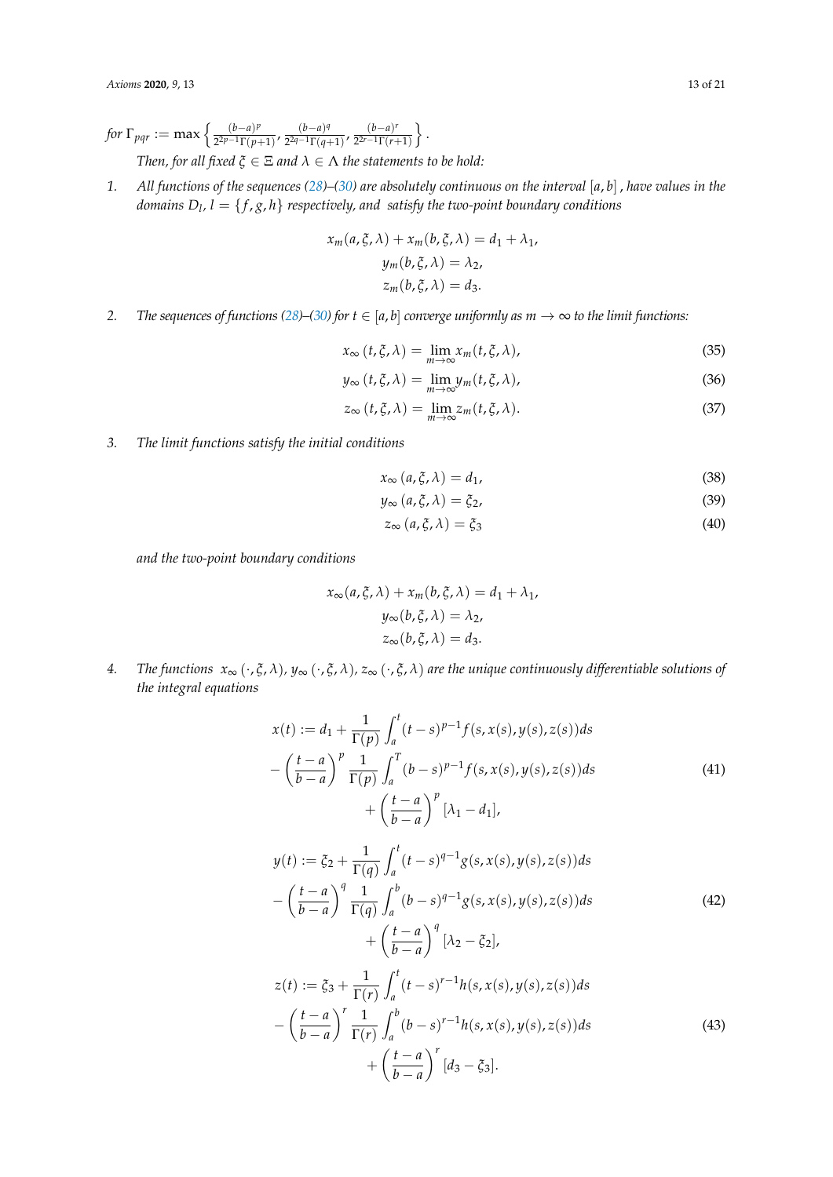*for* $\Gamma_{pqr} := \max\left\{\frac{(b-a)^p}{2^{2p-1}\Gamma(p+1)}, \frac{(b-a)^q}{2^{2q-1}\Gamma(q+1)}, \frac{(b-a)^r}{2^{2r-1}\Gamma(r+1)}\right\}$.

*Then, for all fixed* $\xi \in \Xi$ *and* $\lambda \in \Lambda$ *the statements to be hold:*

1. *All functions of the sequences (28)–(30) are absolutely continuous on the interval* $[a,b]$ *, have values in the domains* $D_l$*,* $l = \{f, g, h\}$ *respectively, and satisfy the two-point boundary conditions*

$$x_m(a,\xi,\lambda) + x_m(b,\xi,\lambda) = d_1 + \lambda_1,$$
$$y_m(b,\xi,\lambda) = \lambda_2,$$
$$z_m(b,\xi,\lambda) = d_3.$$

2. *The sequences of functions (28)–(30) for* $t \in [a,b]$ *converge uniformly as* $m \to \infty$ *to the limit functions:*

$$x_\infty(t,\xi,\lambda) = \lim_{m\to\infty} x_m(t,\xi,\lambda), \tag{35}$$

$$y_\infty(t,\xi,\lambda) = \lim_{m\to\infty} y_m(t,\xi,\lambda), \tag{36}$$

$$z_\infty(t,\xi,\lambda) = \lim_{m\to\infty} z_m(t,\xi,\lambda). \tag{37}$$

3. *The limit functions satisfy the initial conditions*

$$x_\infty(a,\xi,\lambda) = d_1, \tag{38}$$

$$y_\infty(a,\xi,\lambda) = \xi_2, \tag{39}$$

$$z_\infty(a,\xi,\lambda) = \xi_3 \tag{40}$$

*and the two-point boundary conditions*

$$x_\infty(a,\xi,\lambda) + x_m(b,\xi,\lambda) = d_1 + \lambda_1,$$
$$y_\infty(b,\xi,\lambda) = \lambda_2,$$
$$z_\infty(b,\xi,\lambda) = d_3.$$

4. *The functions* $x_\infty(\cdot,\xi,\lambda)$*,* $y_\infty(\cdot,\xi,\lambda)$*,* $z_\infty(\cdot,\xi,\lambda)$ *are the unique continuously differentiable solutions of the integral equations*

$$\begin{gathered} x(t) := d_1 + \frac{1}{\Gamma(p)}\int_a^t (t-s)^{p-1} f(s,x(s),y(s),z(s))ds \\ -\left(\frac{t-a}{b-a}\right)^p \frac{1}{\Gamma(p)}\int_a^T (b-s)^{p-1} f(s,x(s),y(s),z(s))ds \\ +\left(\frac{t-a}{b-a}\right)^p [\lambda_1 - d_1], \end{gathered} \tag{41}$$

$$\begin{gathered} y(t) := \xi_2 + \frac{1}{\Gamma(q)}\int_a^t (t-s)^{q-1} g(s,x(s),y(s),z(s))ds \\ -\left(\frac{t-a}{b-a}\right)^q \frac{1}{\Gamma(q)}\int_a^b (b-s)^{q-1} g(s,x(s),y(s),z(s))ds \\ +\left(\frac{t-a}{b-a}\right)^q [\lambda_2 - \xi_2], \end{gathered} \tag{42}$$

$$\begin{gathered} z(t) := \xi_3 + \frac{1}{\Gamma(r)}\int_a^t (t-s)^{r-1} h(s,x(s),y(s),z(s))ds \\ -\left(\frac{t-a}{b-a}\right)^r \frac{1}{\Gamma(r)}\int_a^b (b-s)^{r-1} h(s,x(s),y(s),z(s))ds \\ +\left(\frac{t-a}{b-a}\right)^r [d_3 - \xi_3]. \end{gathered} \tag{43}$$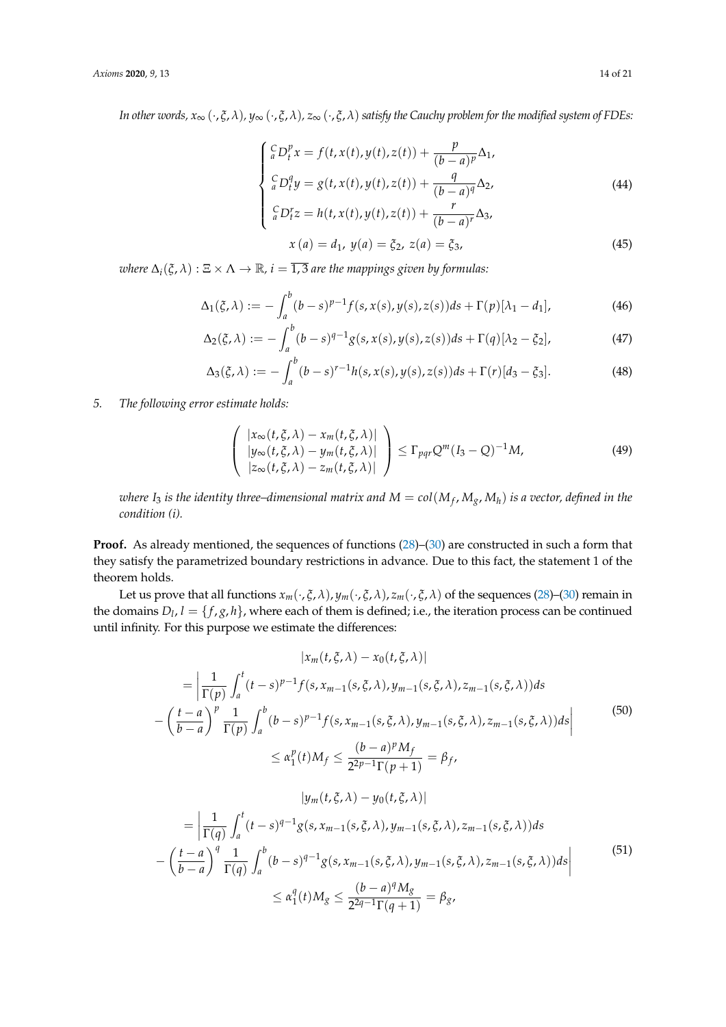*In other words, $x_\infty(\cdot,\xi,\lambda)$, $y_\infty(\cdot,\xi,\lambda)$, $z_\infty(\cdot,\xi,\lambda)$ satisfy the Cauchy problem for the modified system of FDEs:*

$$
\begin{cases}
{}_a^C D_t^p x = f(t, x(t), y(t), z(t)) + \dfrac{p}{(b-a)^p}\Delta_1, \\
{}_a^C D_t^q y = g(t, x(t), y(t), z(t)) + \dfrac{q}{(b-a)^q}\Delta_2, \\
{}_a^C D_t^r z = h(t, x(t), y(t), z(t)) + \dfrac{r}{(b-a)^r}\Delta_3,
\end{cases}
\tag{44}
$$

$$
x(a) = d_1,\ y(a) = \xi_2,\ z(a) = \xi_3, \tag{45}
$$

*where $\Delta_i(\xi,\lambda) : \Xi \times \Lambda \to \mathbb{R}$, $i = \overline{1,3}$ are the mappings given by formulas:*

$$
\Delta_1(\xi,\lambda) := -\int_a^b (b-s)^{p-1} f(s, x(s), y(s), z(s))ds + \Gamma(p)[\lambda_1 - d_1], \tag{46}
$$

$$
\Delta_2(\xi,\lambda) := -\int_a^b (b-s)^{q-1} g(s, x(s), y(s), z(s))ds + \Gamma(q)[\lambda_2 - \xi_2], \tag{47}
$$

$$
\Delta_3(\xi,\lambda) := -\int_a^b (b-s)^{r-1} h(s, x(s), y(s), z(s))ds + \Gamma(r)[d_3 - \xi_3]. \tag{48}
$$

5. *The following error estimate holds:*

$$
\begin{pmatrix}
|x_\infty(t,\xi,\lambda) - x_m(t,\xi,\lambda)| \\
|y_\infty(t,\xi,\lambda) - y_m(t,\xi,\lambda)| \\
|z_\infty(t,\xi,\lambda) - z_m(t,\xi,\lambda)|
\end{pmatrix}
\le \Gamma_{pqr} Q^m (I_3 - Q)^{-1} M, \tag{49}
$$

*where $I_3$ is the identity three–dimensional matrix and $M = col(M_f, M_g, M_h)$ is a vector, defined in the condition (i).*

**Proof.** As already mentioned, the sequences of functions (28)–(30) are constructed in such a form that they satisfy the parametrized boundary restrictions in advance. Due to this fact, the statement 1 of the theorem holds.

Let us prove that all functions $x_m(\cdot,\xi,\lambda), y_m(\cdot,\xi,\lambda), z_m(\cdot,\xi,\lambda)$ of the sequences (28)–(30) remain in the domains $D_l$, $l = \{f, g, h\}$, where each of them is defined; i.e., the iteration process can be continued until infinity. For this purpose we estimate the differences:

$$
\begin{gathered}
|x_m(t,\xi,\lambda) - x_0(t,\xi,\lambda)| \\
= \left| \frac{1}{\Gamma(p)} \int_a^t (t-s)^{p-1} f(s, x_{m-1}(s,\xi,\lambda), y_{m-1}(s,\xi,\lambda), z_{m-1}(s,\xi,\lambda))ds \right. \\
\left. - \left(\frac{t-a}{b-a}\right)^p \frac{1}{\Gamma(p)} \int_a^b (b-s)^{p-1} f(s, x_{m-1}(s,\xi,\lambda), y_{m-1}(s,\xi,\lambda), z_{m-1}(s,\xi,\lambda))ds \right| \\
\le \alpha_1^p(t) M_f \le \frac{(b-a)^p M_f}{2^{2p-1}\Gamma(p+1)} = \beta_f,
\end{gathered}
\tag{50}
$$

$$
\begin{gathered}
|y_m(t,\xi,\lambda) - y_0(t,\xi,\lambda)| \\
= \left| \frac{1}{\Gamma(q)} \int_a^t (t-s)^{q-1} g(s, x_{m-1}(s,\xi,\lambda), y_{m-1}(s,\xi,\lambda), z_{m-1}(s,\xi,\lambda))ds \right. \\
\left. - \left(\frac{t-a}{b-a}\right)^q \frac{1}{\Gamma(q)} \int_a^b (b-s)^{q-1} g(s, x_{m-1}(s,\xi,\lambda), y_{m-1}(s,\xi,\lambda), z_{m-1}(s,\xi,\lambda))ds \right| \\
\le \alpha_1^q(t) M_g \le \frac{(b-a)^q M_g}{2^{2q-1}\Gamma(q+1)} = \beta_g,
\end{gathered}
\tag{51}
$$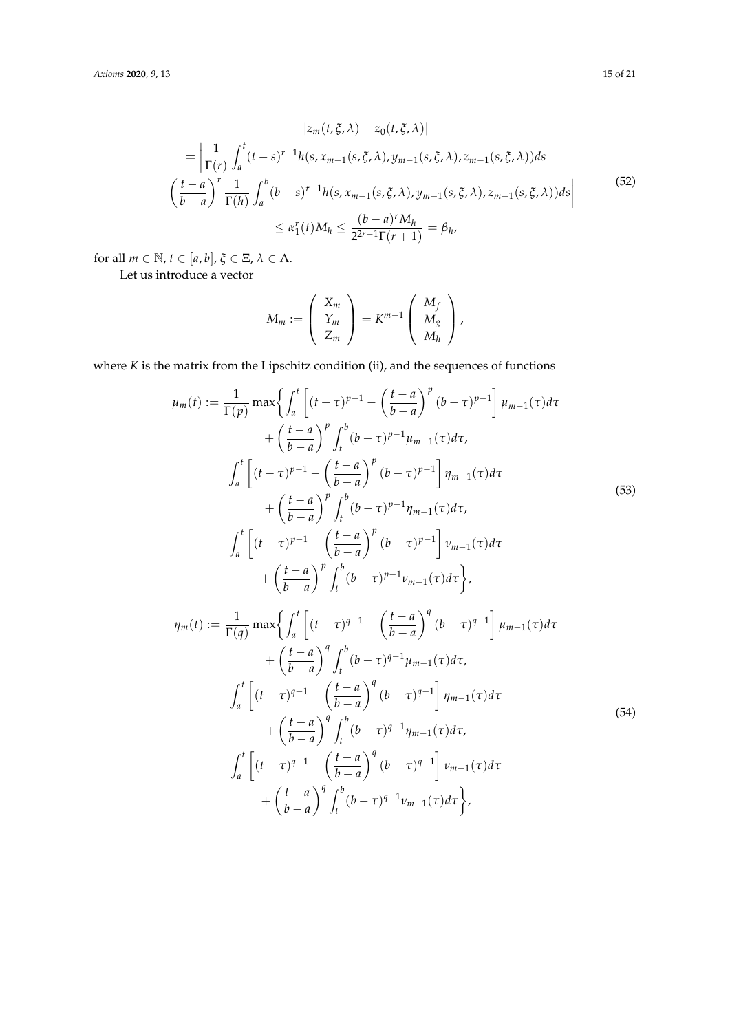$$
\begin{aligned}
&|z_m(t,\xi,\lambda) - z_0(t,\xi,\lambda)| \\
&= \left| \frac{1}{\Gamma(r)} \int_a^t (t-s)^{r-1} h(s, x_{m-1}(s,\xi,\lambda), y_{m-1}(s,\xi,\lambda), z_{m-1}(s,\xi,\lambda)) ds \right. \\
&\left. - \left(\frac{t-a}{b-a}\right)^r \frac{1}{\Gamma(h)} \int_a^b (b-s)^{r-1} h(s, x_{m-1}(s,\xi,\lambda), y_{m-1}(s,\xi,\lambda), z_{m-1}(s,\xi,\lambda)) ds \right| \\
&\leq \alpha_1^r(t) M_h \leq \frac{(b-a)^r M_h}{2^{2r-1}\Gamma(r+1)} = \beta_h,
\end{aligned}
\tag{52}
$$

for all $m \in \mathbb{N}$, $t \in [a,b]$, $\xi \in \Xi$, $\lambda \in \Lambda$.

Let us introduce a vector

$$
M_m := \begin{pmatrix} X_m \\ Y_m \\ Z_m \end{pmatrix} = K^{m-1} \begin{pmatrix} M_f \\ M_g \\ M_h \end{pmatrix},
$$

where $K$ is the matrix from the Lipschitz condition (ii), and the sequences of functions

$$
\begin{aligned}
\mu_m(t) := \frac{1}{\Gamma(p)} \max\Bigg\{ &\int_a^t \left[ (t-\tau)^{p-1} - \left(\frac{t-a}{b-a}\right)^p (b-\tau)^{p-1} \right] \mu_{m-1}(\tau) d\tau \\
&+ \left(\frac{t-a}{b-a}\right)^p \int_t^b (b-\tau)^{p-1} \mu_{m-1}(\tau) d\tau, \\
&\int_a^t \left[ (t-\tau)^{p-1} - \left(\frac{t-a}{b-a}\right)^p (b-\tau)^{p-1} \right] \eta_{m-1}(\tau) d\tau \\
&+ \left(\frac{t-a}{b-a}\right)^p \int_t^b (b-\tau)^{p-1} \eta_{m-1}(\tau) d\tau, \\
&\int_a^t \left[ (t-\tau)^{p-1} - \left(\frac{t-a}{b-a}\right)^p (b-\tau)^{p-1} \right] \nu_{m-1}(\tau) d\tau \\
&+ \left(\frac{t-a}{b-a}\right)^p \int_t^b (b-\tau)^{p-1} \nu_{m-1}(\tau) d\tau \Bigg\},
\end{aligned}
\tag{53}
$$

$$
\begin{aligned}
\eta_m(t) := \frac{1}{\Gamma(q)} \max\Bigg\{ &\int_a^t \left[ (t-\tau)^{q-1} - \left(\frac{t-a}{b-a}\right)^q (b-\tau)^{q-1} \right] \mu_{m-1}(\tau) d\tau \\
&+ \left(\frac{t-a}{b-a}\right)^q \int_t^b (b-\tau)^{q-1} \mu_{m-1}(\tau) d\tau, \\
&\int_a^t \left[ (t-\tau)^{q-1} - \left(\frac{t-a}{b-a}\right)^q (b-\tau)^{q-1} \right] \eta_{m-1}(\tau) d\tau \\
&+ \left(\frac{t-a}{b-a}\right)^q \int_t^b (b-\tau)^{q-1} \eta_{m-1}(\tau) d\tau, \\
&\int_a^t \left[ (t-\tau)^{q-1} - \left(\frac{t-a}{b-a}\right)^q (b-\tau)^{q-1} \right] \nu_{m-1}(\tau) d\tau \\
&+ \left(\frac{t-a}{b-a}\right)^q \int_t^b (b-\tau)^{q-1} \nu_{m-1}(\tau) d\tau \Bigg\},
\end{aligned}
\tag{54}
$$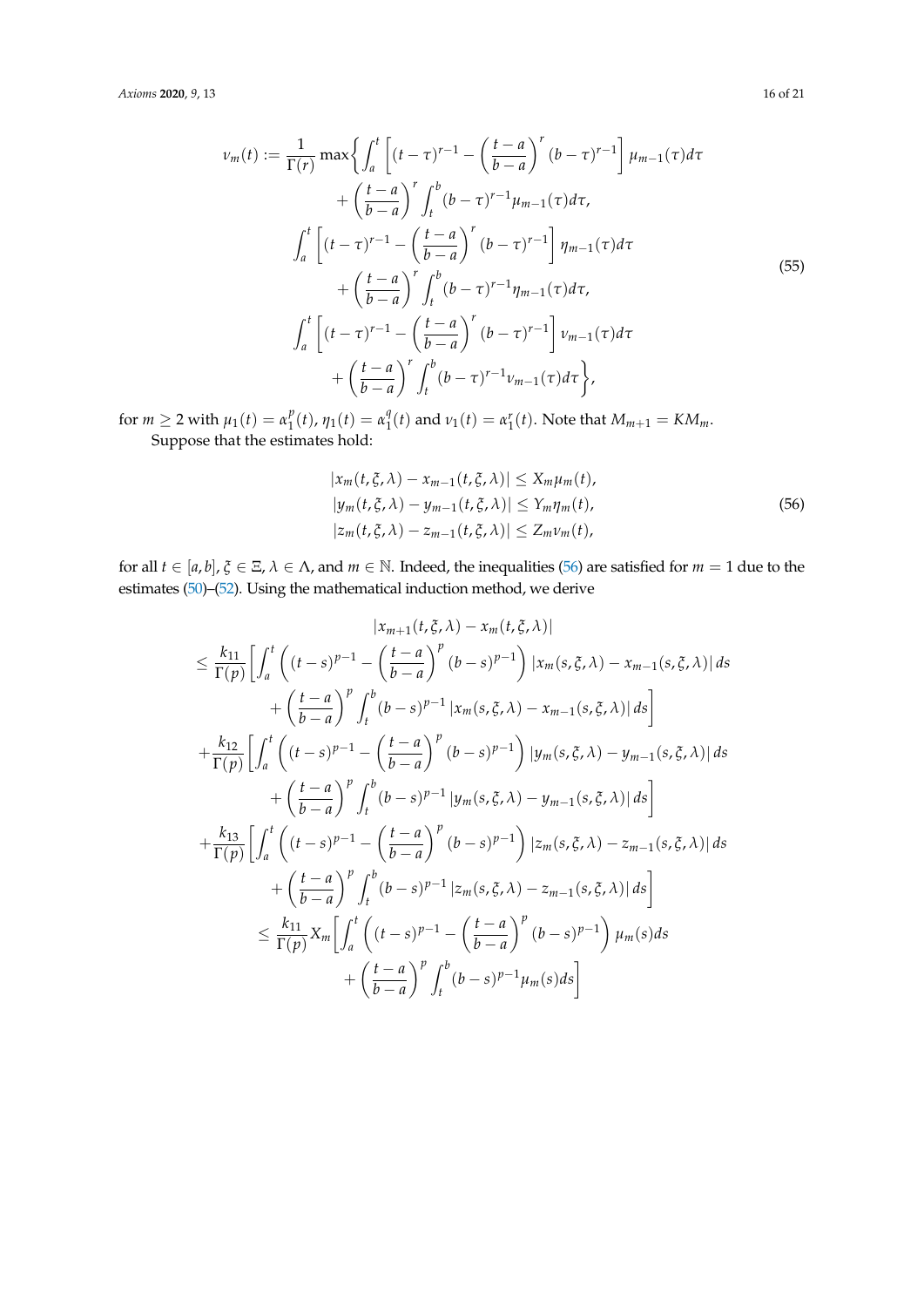$$
\begin{aligned}
\nu_m(t) := \frac{1}{\Gamma(r)} \max\Bigg\{ & \int_a^t \left[ (t-\tau)^{r-1} - \left(\frac{t-a}{b-a}\right)^r (b-\tau)^{r-1} \right] \mu_{m-1}(\tau) d\tau \\
& + \left(\frac{t-a}{b-a}\right)^r \int_t^b (b-\tau)^{r-1} \mu_{m-1}(\tau) d\tau, \\
& \int_a^t \left[ (t-\tau)^{r-1} - \left(\frac{t-a}{b-a}\right)^r (b-\tau)^{r-1} \right] \eta_{m-1}(\tau) d\tau \\
& + \left(\frac{t-a}{b-a}\right)^r \int_t^b (b-\tau)^{r-1} \eta_{m-1}(\tau) d\tau, \\
& \int_a^t \left[ (t-\tau)^{r-1} - \left(\frac{t-a}{b-a}\right)^r (b-\tau)^{r-1} \right] \nu_{m-1}(\tau) d\tau \\
& + \left(\frac{t-a}{b-a}\right)^r \int_t^b (b-\tau)^{r-1} \nu_{m-1}(\tau) d\tau \Bigg\},
\end{aligned}
\tag{55}
$$

for $m \geq 2$ with $\mu_1(t) = \alpha_1^p(t)$, $\eta_1(t) = \alpha_1^q(t)$ and $\nu_1(t) = \alpha_1^r(t)$. Note that $M_{m+1} = KM_m$.

Suppose that the estimates hold:

$$
\begin{aligned}
|x_m(t,\xi,\lambda) - x_{m-1}(t,\xi,\lambda)| &\leq X_m \mu_m(t), \\
|y_m(t,\xi,\lambda) - y_{m-1}(t,\xi,\lambda)| &\leq Y_m \eta_m(t), \\
|z_m(t,\xi,\lambda) - z_{m-1}(t,\xi,\lambda)| &\leq Z_m \nu_m(t),
\end{aligned}
\tag{56}
$$

for all $t \in [a,b]$, $\xi \in \Xi$, $\lambda \in \Lambda$, and $m \in \mathbb{N}$. Indeed, the inequalities (56) are satisfied for $m = 1$ due to the estimates (50)–(52). Using the mathematical induction method, we derive

$$
\begin{aligned}
& |x_{m+1}(t,\xi,\lambda) - x_m(t,\xi,\lambda)| \\
\leq & \frac{k_{11}}{\Gamma(p)} \Bigg[ \int_a^t \left( (t-s)^{p-1} - \left(\frac{t-a}{b-a}\right)^p (b-s)^{p-1} \right) |x_m(s,\xi,\lambda) - x_{m-1}(s,\xi,\lambda)| \, ds \\
& + \left(\frac{t-a}{b-a}\right)^p \int_t^b (b-s)^{p-1} |x_m(s,\xi,\lambda) - x_{m-1}(s,\xi,\lambda)| \, ds \Bigg] \\
& + \frac{k_{12}}{\Gamma(p)} \Bigg[ \int_a^t \left( (t-s)^{p-1} - \left(\frac{t-a}{b-a}\right)^p (b-s)^{p-1} \right) |y_m(s,\xi,\lambda) - y_{m-1}(s,\xi,\lambda)| \, ds \\
& + \left(\frac{t-a}{b-a}\right)^p \int_t^b (b-s)^{p-1} |y_m(s,\xi,\lambda) - y_{m-1}(s,\xi,\lambda)| \, ds \Bigg] \\
& + \frac{k_{13}}{\Gamma(p)} \Bigg[ \int_a^t \left( (t-s)^{p-1} - \left(\frac{t-a}{b-a}\right)^p (b-s)^{p-1} \right) |z_m(s,\xi,\lambda) - z_{m-1}(s,\xi,\lambda)| \, ds \\
& + \left(\frac{t-a}{b-a}\right)^p \int_t^b (b-s)^{p-1} |z_m(s,\xi,\lambda) - z_{m-1}(s,\xi,\lambda)| \, ds \Bigg] \\
\leq & \frac{k_{11}}{\Gamma(p)} X_m \Bigg[ \int_a^t \left( (t-s)^{p-1} - \left(\frac{t-a}{b-a}\right)^p (b-s)^{p-1} \right) \mu_m(s) ds \\
& + \left(\frac{t-a}{b-a}\right)^p \int_t^b (b-s)^{p-1} \mu_m(s) ds \Bigg]
\end{aligned}
$$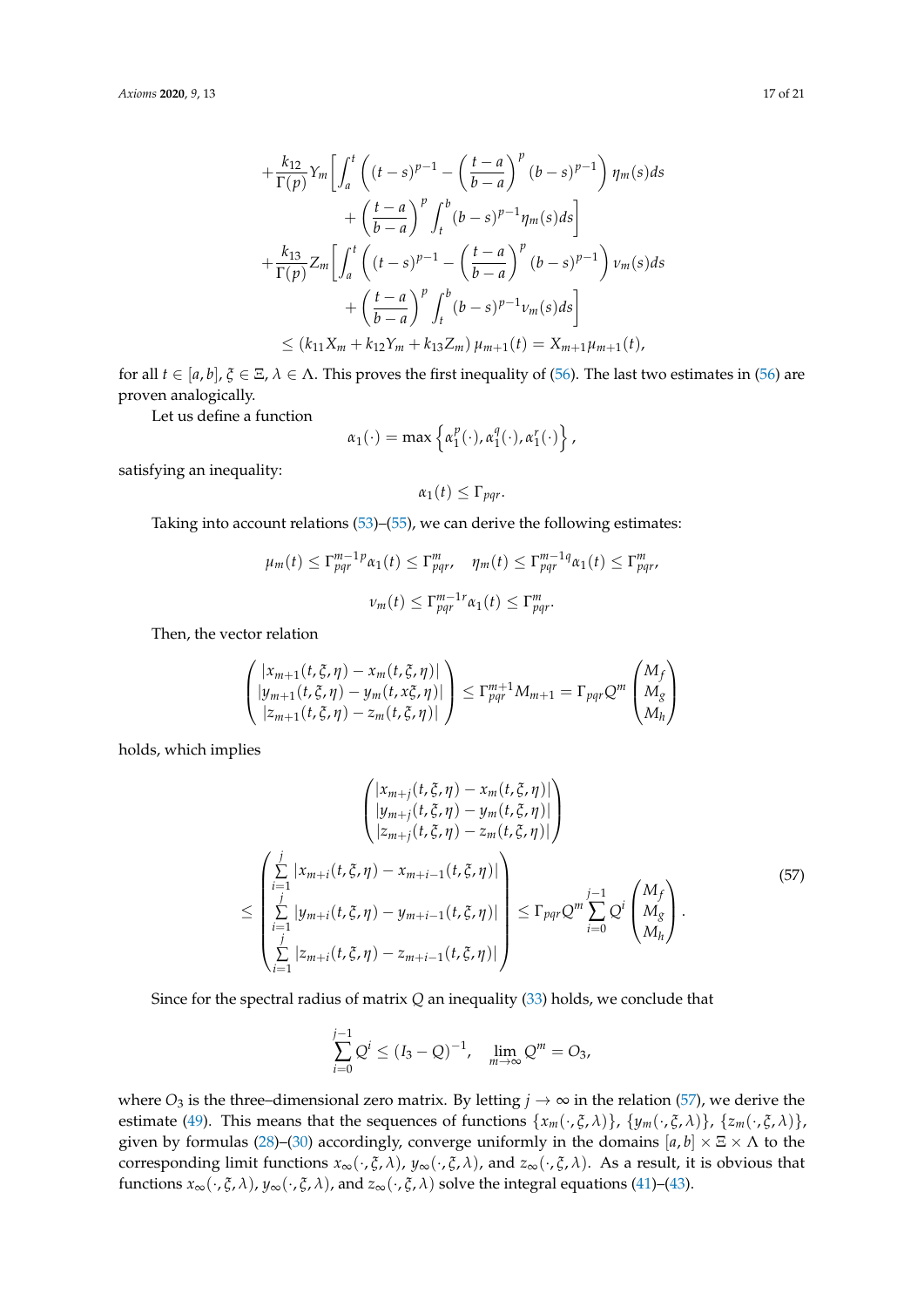$$
\begin{aligned}
&+\frac{k_{12}}{\Gamma(p)}Y_m\bigg[\int_a^t\left((t-s)^{p-1}-\left(\frac{t-a}{b-a}\right)^p(b-s)^{p-1}\right)\eta_m(s)ds \\
&\qquad+\left(\frac{t-a}{b-a}\right)^p\int_t^b(b-s)^{p-1}\eta_m(s)ds\bigg] \\
&+\frac{k_{13}}{\Gamma(p)}Z_m\bigg[\int_a^t\left((t-s)^{p-1}-\left(\frac{t-a}{b-a}\right)^p(b-s)^{p-1}\right)\nu_m(s)ds \\
&\qquad+\left(\frac{t-a}{b-a}\right)^p\int_t^b(b-s)^{p-1}\nu_m(s)ds\bigg] \\
&\qquad\le\left(k_{11}X_m+k_{12}Y_m+k_{13}Z_m\right)\mu_{m+1}(t)=X_{m+1}\mu_{m+1}(t),
\end{aligned}
$$

for all $t\in[a,b]$, $\xi\in\Xi$, $\lambda\in\Lambda$. This proves the first inequality of (56). The last two estimates in (56) are proven analogically.

Let us define a function

$$
\alpha_1(\cdot)=\max\left\{\alpha_1^p(\cdot),\alpha_1^q(\cdot),\alpha_1^r(\cdot)\right\},
$$

satisfying an inequality:

$$
\alpha_1(t)\le\Gamma_{pqr}.
$$

Taking into account relations (53)–(55), we can derive the following estimates:

$$
\mu_m(t)\le\Gamma_{pqr}^{m-1\,p}\alpha_1(t)\le\Gamma_{pqr}^m,\quad \eta_m(t)\le\Gamma_{pqr}^{m-1\,q}\alpha_1(t)\le\Gamma_{pqr}^m,
$$

$$
\nu_m(t)\le\Gamma_{pqr}^{m-1\,r}\alpha_1(t)\le\Gamma_{pqr}^m.
$$

Then, the vector relation

$$
\begin{pmatrix}|x_{m+1}(t,\xi,\eta)-x_m(t,\xi,\eta)|\\ |y_{m+1}(t,\xi,\eta)-y_m(t,x\xi,\eta)|\\ |z_{m+1}(t,\xi,\eta)-z_m(t,\xi,\eta)|\end{pmatrix}\le\Gamma_{pqr}^{m+1}M_{m+1}=\Gamma_{pqr}Q^m\begin{pmatrix}M_f\\ M_g\\ M_h\end{pmatrix}
$$

holds, which implies

$$
\begin{aligned}
&\begin{pmatrix}|x_{m+j}(t,\xi,\eta)-x_m(t,\xi,\eta)|\\ |y_{m+j}(t,\xi,\eta)-y_m(t,\xi,\eta)|\\ |z_{m+j}(t,\xi,\eta)-z_m(t,\xi,\eta)|\end{pmatrix} \\
&\le\begin{pmatrix}\sum\limits_{i=1}^{j}|x_{m+i}(t,\xi,\eta)-x_{m+i-1}(t,\xi,\eta)|\\ \sum\limits_{i=1}^{j}|y_{m+i}(t,\xi,\eta)-y_{m+i-1}(t,\xi,\eta)|\\ \sum\limits_{i=1}^{j}|z_{m+i}(t,\xi,\eta)-z_{m+i-1}(t,\xi,\eta)|\end{pmatrix}\le\Gamma_{pqr}Q^m\sum_{i=0}^{j-1}Q^i\begin{pmatrix}M_f\\ M_g\\ M_h\end{pmatrix}.
\end{aligned}
\tag{57}
$$

Since for the spectral radius of matrix $Q$ an inequality (33) holds, we conclude that

$$
\sum_{i=0}^{j-1}Q^i\le(I_3-Q)^{-1},\quad \lim_{m\to\infty}Q^m=O_3,
$$

where $O_3$ is the three–dimensional zero matrix. By letting $j\to\infty$ in the relation (57), we derive the estimate (49). This means that the sequences of functions $\{x_m(\cdot,\xi,\lambda)\}$, $\{y_m(\cdot,\xi,\lambda)\}$, $\{z_m(\cdot,\xi,\lambda)\}$, given by formulas (28)–(30) accordingly, converge uniformly in the domains $[a,b]\times\Xi\times\Lambda$ to the corresponding limit functions $x_\infty(\cdot,\xi,\lambda)$, $y_\infty(\cdot,\xi,\lambda)$, and $z_\infty(\cdot,\xi,\lambda)$. As a result, it is obvious that functions $x_\infty(\cdot,\xi,\lambda)$, $y_\infty(\cdot,\xi,\lambda)$, and $z_\infty(\cdot,\xi,\lambda)$ solve the integral equations (41)–(43).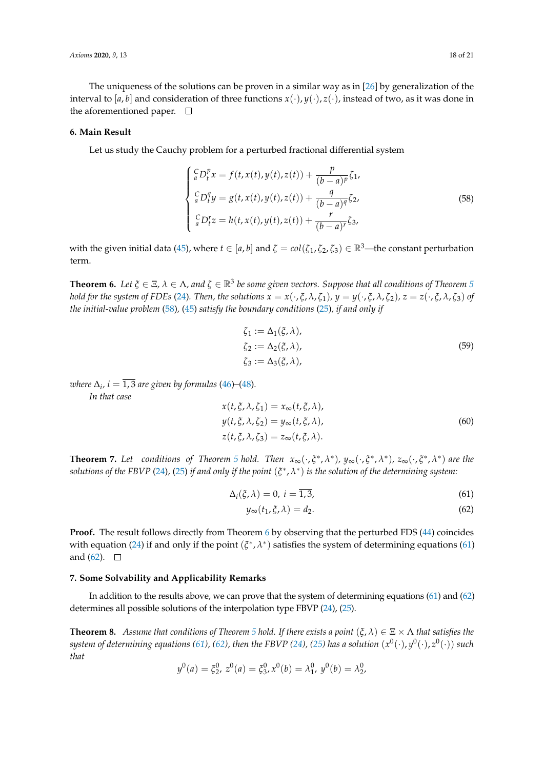The uniqueness of the solutions can be proven in a similar way as in [26] by generalization of the interval to $[a,b]$ and consideration of three functions $x(\cdot), y(\cdot), z(\cdot)$, instead of two, as it was done in the aforementioned paper. □

## 6. Main Result

Let us study the Cauchy problem for a perturbed fractional differential system

$$
\begin{cases}
{}_a^C D_t^p x = f(t, x(t), y(t), z(t)) + \dfrac{p}{(b-a)^p}\zeta_1, \\
{}_a^C D_t^q y = g(t, x(t), y(t), z(t)) + \dfrac{q}{(b-a)^q}\zeta_2, \\
{}_a^C D_t^r z = h(t, x(t), y(t), z(t)) + \dfrac{r}{(b-a)^r}\zeta_3,
\end{cases} \tag{58}
$$

with the given initial data (45), where $t \in [a,b]$ and $\zeta = col(\zeta_1, \zeta_2, \zeta_3) \in \mathbb{R}^3$—the constant perturbation term.

**Theorem 6.** *Let $\xi \in \Xi$, $\lambda \in \Lambda$, and $\zeta \in \mathbb{R}^3$ be some given vectors. Suppose that all conditions of Theorem 5 hold for the system of FDEs (24). Then, the solutions $x = x(\cdot, \xi, \lambda, \zeta_1)$, $y = y(\cdot, \xi, \lambda, \zeta_2)$, $z = z(\cdot, \xi, \lambda, \zeta_3)$ of the initial-value problem (58), (45) satisfy the boundary conditions (25), if and only if*

$$
\begin{aligned}
\zeta_1 &:= \Delta_1(\xi, \lambda), \\
\zeta_2 &:= \Delta_2(\xi, \lambda), \\
\zeta_3 &:= \Delta_3(\xi, \lambda),
\end{aligned} \tag{59}
$$

*where $\Delta_i$, $i = \overline{1,3}$ are given by formulas (46)–(48).*

*In that case*

$$
\begin{aligned}
x(t, \xi, \lambda, \zeta_1) &= x_\infty(t, \xi, \lambda), \\
y(t, \xi, \lambda, \zeta_2) &= y_\infty(t, \xi, \lambda), \\
z(t, \xi, \lambda, \zeta_3) &= z_\infty(t, \xi, \lambda).
\end{aligned} \tag{60}
$$

**Theorem 7.** *Let conditions of Theorem 5 hold. Then $x_\infty(\cdot, \xi^*, \lambda^*)$, $y_\infty(\cdot, \xi^*, \lambda^*)$, $z_\infty(\cdot, \xi^*, \lambda^*)$ are the solutions of the FBVP (24), (25) if and only if the point $(\xi^*, \lambda^*)$ is the solution of the determining system:*

$$
\Delta_i(\xi, \lambda) = 0, \ i = \overline{1,3}, \tag{61}
$$

$$
y_\infty(t_1, \xi, \lambda) = d_2. \tag{62}
$$

**Proof.** The result follows directly from Theorem 6 by observing that the perturbed FDS (44) coincides with equation (24) if and only if the point $(\xi^*, \lambda^*)$ satisfies the system of determining equations (61) and (62). □

## 7. Some Solvability and Applicability Remarks

In addition to the results above, we can prove that the system of determining equations (61) and (62) determines all possible solutions of the interpolation type FBVP (24), (25).

**Theorem 8.** *Assume that conditions of Theorem 5 hold. If there exists a point $(\xi, \lambda) \in \Xi \times \Lambda$ that satisfies the system of determining equations (61), (62), then the FBVP (24), (25) has a solution $(x^0(\cdot), y^0(\cdot), z^0(\cdot))$ such that*

$$
y^0(a) = \xi_2^0, \ z^0(a) = \xi_3^0, x^0(b) = \lambda_1^0, \ y^0(b) = \lambda_2^0,
$$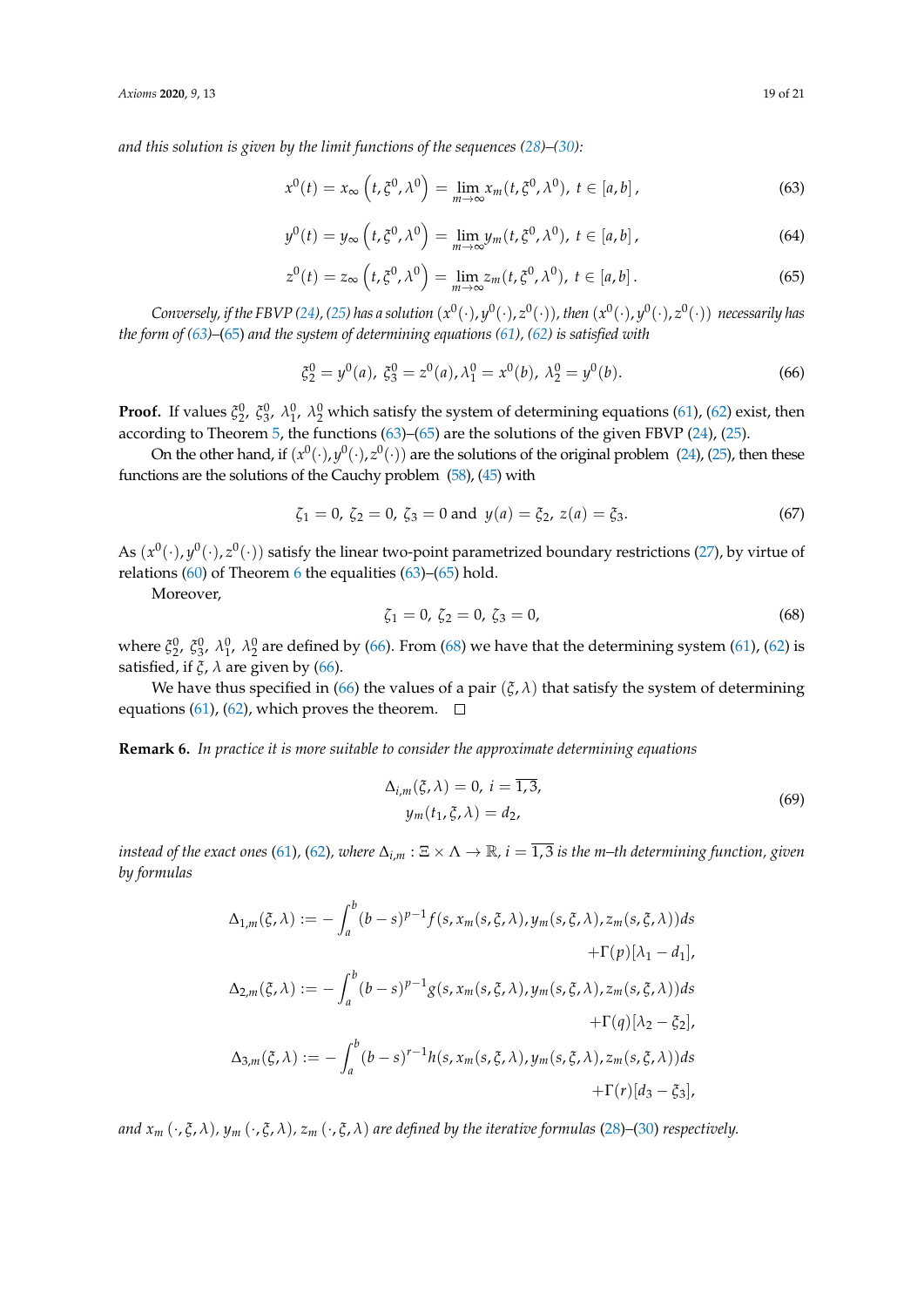*and this solution is given by the limit functions of the sequences (28)–(30):*

$$x^0(t) = x_\infty\left(t, \xi^0, \lambda^0\right) = \lim_{m\to\infty} x_m(t, \xi^0, \lambda^0),\ t \in [a, b]\,, \tag{63}$$

$$y^0(t) = y_\infty\left(t, \xi^0, \lambda^0\right) = \lim_{m\to\infty} y_m(t, \xi^0, \lambda^0),\ t \in [a, b]\,, \tag{64}$$

$$z^0(t) = z_\infty\left(t, \xi^0, \lambda^0\right) = \lim_{m\to\infty} z_m(t, \xi^0, \lambda^0),\ t \in [a, b]\,. \tag{65}$$

*Conversely, if the FBVP (24), (25) has a solution $(x^0(\cdot), y^0(\cdot), z^0(\cdot))$, then $(x^0(\cdot), y^0(\cdot), z^0(\cdot))$ necessarily has the form of (63)–(65) and the system of determining equations (61), (62) is satisfied with*

$$\xi_2^0 = y^0(a),\ \xi_3^0 = z^0(a), \lambda_1^0 = x^0(b),\ \lambda_2^0 = y^0(b). \tag{66}$$

**Proof.** If values $\xi_2^0,\ \xi_3^0,\ \lambda_1^0,\ \lambda_2^0$ which satisfy the system of determining equations (61), (62) exist, then according to Theorem 5, the functions (63)–(65) are the solutions of the given FBVP (24), (25).

On the other hand, if $(x^0(\cdot), y^0(\cdot), z^0(\cdot))$ are the solutions of the original problem (24), (25), then these functions are the solutions of the Cauchy problem (58), (45) with

$$\zeta_1 = 0,\ \zeta_2 = 0,\ \zeta_3 = 0 \text{ and } \ y(a) = \xi_2,\ z(a) = \xi_3. \tag{67}$$

As $(x^0(\cdot), y^0(\cdot), z^0(\cdot))$ satisfy the linear two-point parametrized boundary restrictions (27), by virtue of relations (60) of Theorem 6 the equalities (63)–(65) hold.

Moreover,

$$\zeta_1 = 0,\ \zeta_2 = 0,\ \zeta_3 = 0, \tag{68}$$

where $\xi_2^0,\ \xi_3^0,\ \lambda_1^0,\ \lambda_2^0$ are defined by (66). From (68) we have that the determining system (61), (62) is satisfied, if $\xi$, $\lambda$ are given by (66).

We have thus specified in (66) the values of a pair $(\xi, \lambda)$ that satisfy the system of determining equations (61), (62), which proves the theorem. □

**Remark 6.** *In practice it is more suitable to consider the approximate determining equations*

$$\begin{gathered} \Delta_{i,m}(\xi, \lambda) = 0,\ i = \overline{1, 3}, \\ y_m(t_1, \xi, \lambda) = d_2, \end{gathered} \tag{69}$$

*instead of the exact ones (61), (62), where $\Delta_{i,m} : \Xi \times \Lambda \to \mathbb{R}$, $i = \overline{1, 3}$ is the m–th determining function, given by formulas*

$$\begin{aligned} \Delta_{1,m}(\xi, \lambda) := -\int_a^b (b-s)^{p-1} f(s, x_m(s, \xi, \lambda), y_m(s, \xi, \lambda), z_m(s, \xi, \lambda))ds& \\ +\Gamma(p)[\lambda_1 - d_1]&, \\ \Delta_{2,m}(\xi, \lambda) := -\int_a^b (b-s)^{p-1} g(s, x_m(s, \xi, \lambda), y_m(s, \xi, \lambda), z_m(s, \xi, \lambda))ds& \\ +\Gamma(q)[\lambda_2 - \xi_2]&, \\ \Delta_{3,m}(\xi, \lambda) := -\int_a^b (b-s)^{r-1} h(s, x_m(s, \xi, \lambda), y_m(s, \xi, \lambda), z_m(s, \xi, \lambda))ds& \\ +\Gamma(r)[d_3 - \xi_3]&, \end{aligned}$$

*and $x_m(\cdot, \xi, \lambda)$, $y_m(\cdot, \xi, \lambda)$, $z_m(\cdot, \xi, \lambda)$ are defined by the iterative formulas (28)–(30) respectively.*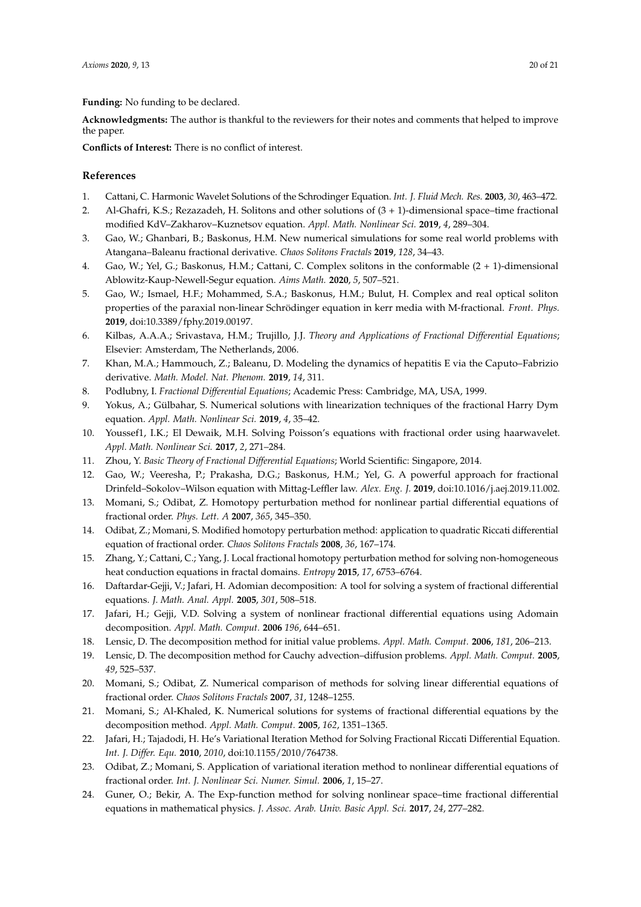**Funding:** No funding to be declared.

**Acknowledgments:** The author is thankful to the reviewers for their notes and comments that helped to improve the paper.

**Conflicts of Interest:** There is no conflict of interest.

## References

1. Cattani, C. Harmonic Wavelet Solutions of the Schrodinger Equation. *Int. J. Fluid Mech. Res.* **2003**, *30*, 463–472.
2. Al-Ghafri, K.S.; Rezazadeh, H. Solitons and other solutions of (3 + 1)-dimensional space–time fractional modified KdV–Zakharov–Kuznetsov equation. *Appl. Math. Nonlinear Sci.* **2019**, *4*, 289–304.
3. Gao, W.; Ghanbari, B.; Baskonus, H.M. New numerical simulations for some real world problems with Atangana–Baleanu fractional derivative. *Chaos Solitons Fractals* **2019**, *128*, 34–43.
4. Gao, W.; Yel, G.; Baskonus, H.M.; Cattani, C. Complex solitons in the conformable (2 + 1)-dimensional Ablowitz-Kaup-Newell-Segur equation. *Aims Math.* **2020**, *5*, 507–521.
5. Gao, W.; Ismael, H.F.; Mohammed, S.A.; Baskonus, H.M.; Bulut, H. Complex and real optical soliton properties of the paraxial non-linear Schrödinger equation in kerr media with M-fractional. *Front. Phys.* **2019**, doi:10.3389/fphy.2019.00197.
6. Kilbas, A.A.A.; Srivastava, H.M.; Trujillo, J.J. *Theory and Applications of Fractional Differential Equations*; Elsevier: Amsterdam, The Netherlands, 2006.
7. Khan, M.A.; Hammouch, Z.; Baleanu, D. Modeling the dynamics of hepatitis E via the Caputo–Fabrizio derivative. *Math. Model. Nat. Phenom.* **2019**, *14*, 311.
8. Podlubny, I. *Fractional Differential Equations*; Academic Press: Cambridge, MA, USA, 1999.
9. Yokus, A.; Gülbahar, S. Numerical solutions with linearization techniques of the fractional Harry Dym equation. *Appl. Math. Nonlinear Sci.* **2019**, *4*, 35–42.
10. Youssef1, I.K.; El Dewaik, M.H. Solving Poisson's equations with fractional order using haarwavelet. *Appl. Math. Nonlinear Sci.* **2017**, *2*, 271–284.
11. Zhou, Y. *Basic Theory of Fractional Differential Equations*; World Scientific: Singapore, 2014.
12. Gao, W.; Veeresha, P.; Prakasha, D.G.; Baskonus, H.M.; Yel, G. A powerful approach for fractional Drinfeld–Sokolov–Wilson equation with Mittag-Leffler law. *Alex. Eng. J.* **2019**, doi:10.1016/j.aej.2019.11.002.
13. Momani, S.; Odibat, Z. Homotopy perturbation method for nonlinear partial differential equations of fractional order. *Phys. Lett. A* **2007**, *365*, 345–350.
14. Odibat, Z.; Momani, S. Modified homotopy perturbation method: application to quadratic Riccati differential equation of fractional order. *Chaos Solitons Fractals* **2008**, *36*, 167–174.
15. Zhang, Y.; Cattani, C.; Yang, J. Local fractional homotopy perturbation method for solving non-homogeneous heat conduction equations in fractal domains. *Entropy* **2015**, *17*, 6753–6764.
16. Daftardar-Gejji, V.; Jafari, H. Adomian decomposition: A tool for solving a system of fractional differential equations. *J. Math. Anal. Appl.* **2005**, *301*, 508–518.
17. Jafari, H.; Gejji, V.D. Solving a system of nonlinear fractional differential equations using Adomain decomposition. *Appl. Math. Comput.* **2006** *196*, 644–651.
18. Lensic, D. The decomposition method for initial value problems. *Appl. Math. Comput.* **2006**, *181*, 206–213.
19. Lensic, D. The decomposition method for Cauchy advection–diffusion problems. *Appl. Math. Comput.* **2005**, *49*, 525–537.
20. Momani, S.; Odibat, Z. Numerical comparison of methods for solving linear differential equations of fractional order. *Chaos Solitons Fractals* **2007**, *31*, 1248–1255.
21. Momani, S.; Al-Khaled, K. Numerical solutions for systems of fractional differential equations by the decomposition method. *Appl. Math. Comput.* **2005**, *162*, 1351–1365.
22. Jafari, H.; Tajadodi, H. He's Variational Iteration Method for Solving Fractional Riccati Differential Equation. *Int. J. Differ. Equ.* **2010**, *2010*, doi:10.1155/2010/764738.
23. Odibat, Z.; Momani, S. Application of variational iteration method to nonlinear differential equations of fractional order. *Int. J. Nonlinear Sci. Numer. Simul.* **2006**, *1*, 15–27.
24. Guner, O.; Bekir, A. The Exp-function method for solving nonlinear space–time fractional differential equations in mathematical physics. *J. Assoc. Arab. Univ. Basic Appl. Sci.* **2017**, *24*, 277–282.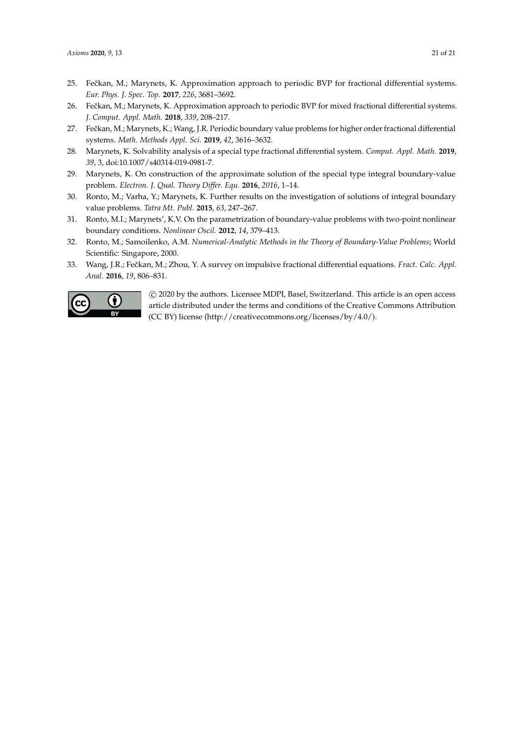25. Fečkan, M.; Marynets, K. Approximation approach to periodic BVP for fractional differential systems. *Eur. Phys. J. Spec. Top.* **2017**, *226*, 3681–3692.
26. Fečkan, M.; Marynets, K. Approximation approach to periodic BVP for mixed fractional differential systems. *J. Comput. Appl. Math.* **2018**, *339*, 208–217.
27. Fečkan, M.; Marynets, K.; Wang, J.R. Periodic boundary value problems for higher order fractional differential systems. *Math. Methods Appl. Sci.* **2019**, *42*, 3616–3632.
28. Marynets, K. Solvability analysis of a special type fractional differential system. *Comput. Appl. Math.* **2019**, *39*, 3, doi:10.1007/s40314-019-0981-7.
29. Marynets, K. On construction of the approximate solution of the special type integral boundary-value problem. *Electron. J. Qual. Theory Differ. Equ.* **2016**, *2016*, 1–14.
30. Ronto, M.; Varha, Y.; Marynets, K. Further results on the investigation of solutions of integral boundary value problems. *Tatra Mt. Publ.* **2015**, *63*, 247–267.
31. Ronto, M.I.; Marynets', K.V. On the parametrization of boundary-value problems with two-point nonlinear boundary conditions. *Nonlinear Oscil.* **2012**, *14*, 379–413.
32. Ronto, M.; Samoilenko, A.M. *Numerical-Analytic Methods in the Theory of Boundary-Value Problems*; World Scientific: Singapore, 2000.
33. Wang, J.R.; Fečkan, M.; Zhou, Y. A survey on impulsive fractional differential equations. *Fract. Calc. Appl. Anal.* **2016**, *19*, 806–831.

© 2020 by the authors. Licensee MDPI, Basel, Switzerland. This article is an open access article distributed under the terms and conditions of the Creative Commons Attribution (CC BY) license (http://creativecommons.org/licenses/by/4.0/).